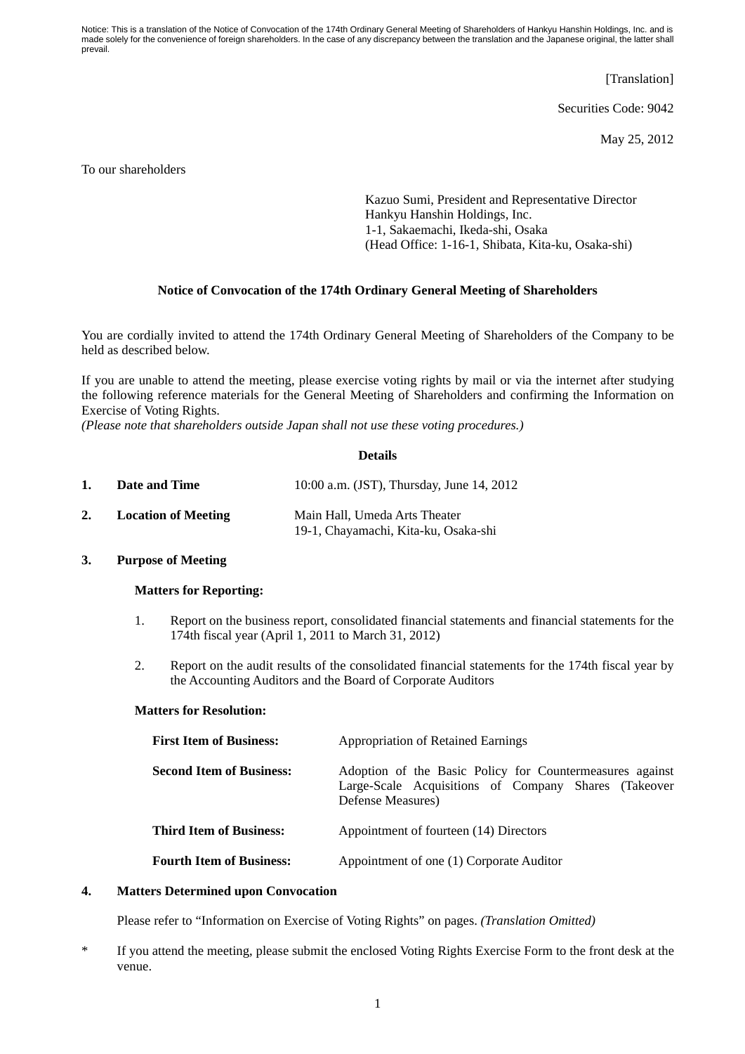Notice: This is a translation of the Notice of Convocation of the 174th Ordinary General Meeting of Shareholders of Hankyu Hanshin Holdings, Inc. and is made solely for the convenience of foreign shareholders. In the case of any discrepancy between the translation and the Japanese original, the latter shall prevail.

[Translation]

Securities Code: 9042

May 25, 2012

To our shareholders

Kazuo Sumi, President and Representative Director
Hankyu Hanshin Holdings, Inc.
1-1, Sakaemachi, Ikeda-shi, Osaka
(Head Office: 1-16-1, Shibata, Kita-ku, Osaka-shi)

**Notice of Convocation of the 174th Ordinary General Meeting of Shareholders**

You are cordially invited to attend the 174th Ordinary General Meeting of Shareholders of the Company to be held as described below.

If you are unable to attend the meeting, please exercise voting rights by mail or via the internet after studying the following reference materials for the General Meeting of Shareholders and confirming the Information on Exercise of Voting Rights.
*(Please note that shareholders outside Japan shall not use these voting procedures.)*

**Details**

**1. Date and Time** 10:00 a.m. (JST), Thursday, June 14, 2012

**2. Location of Meeting** Main Hall, Umeda Arts Theater
19-1, Chayamachi, Kita-ku, Osaka-shi

**3. Purpose of Meeting**

**Matters for Reporting:**

1. Report on the business report, consolidated financial statements and financial statements for the 174th fiscal year (April 1, 2011 to March 31, 2012)

2. Report on the audit results of the consolidated financial statements for the 174th fiscal year by the Accounting Auditors and the Board of Corporate Auditors

**Matters for Resolution:**

**First Item of Business:** Appropriation of Retained Earnings

**Second Item of Business:** Adoption of the Basic Policy for Countermeasures against Large-Scale Acquisitions of Company Shares (Takeover Defense Measures)

**Third Item of Business:** Appointment of fourteen (14) Directors

**Fourth Item of Business:** Appointment of one (1) Corporate Auditor

**4. Matters Determined upon Convocation**

Please refer to "Information on Exercise of Voting Rights" on pages. *(Translation Omitted)*

\* If you attend the meeting, please submit the enclosed Voting Rights Exercise Form to the front desk at the venue.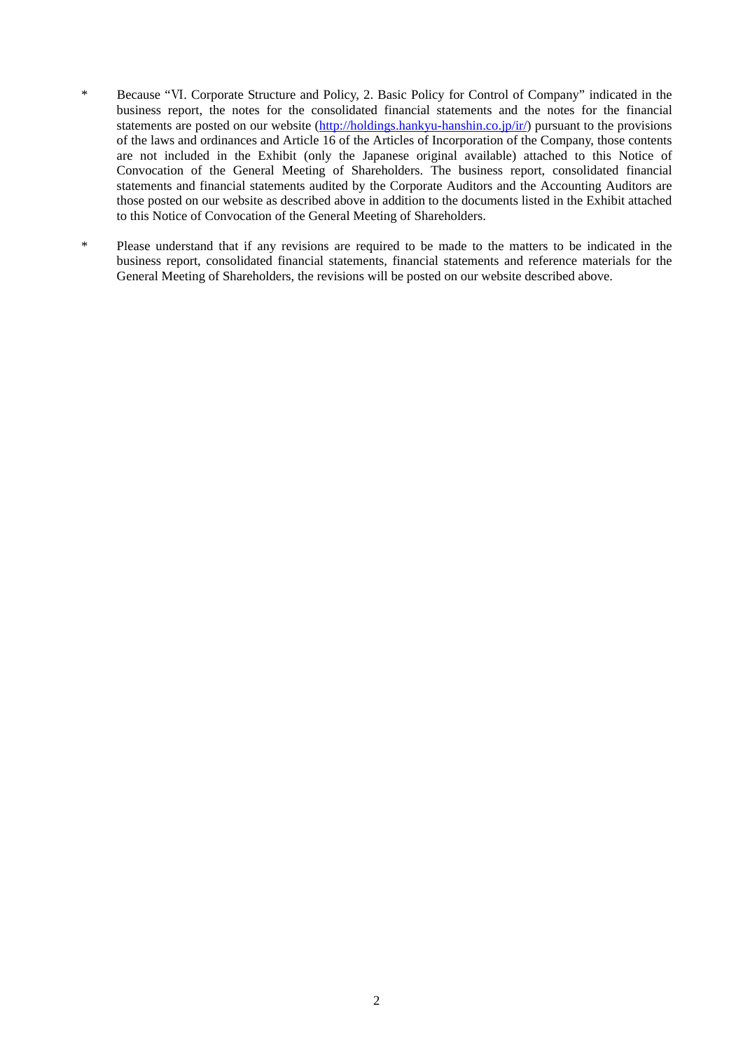- \* Because "Ⅵ. Corporate Structure and Policy, 2. Basic Policy for Control of Company" indicated in the business report, the notes for the consolidated financial statements and the notes for the financial statements are posted on our website (http://holdings.hankyu-hanshin.co.jp/ir/) pursuant to the provisions of the laws and ordinances and Article 16 of the Articles of Incorporation of the Company, those contents are not included in the Exhibit (only the Japanese original available) attached to this Notice of Convocation of the General Meeting of Shareholders. The business report, consolidated financial statements and financial statements audited by the Corporate Auditors and the Accounting Auditors are those posted on our website as described above in addition to the documents listed in the Exhibit attached to this Notice of Convocation of the General Meeting of Shareholders.

- \* Please understand that if any revisions are required to be made to the matters to be indicated in the business report, consolidated financial statements, financial statements and reference materials for the General Meeting of Shareholders, the revisions will be posted on our website described above.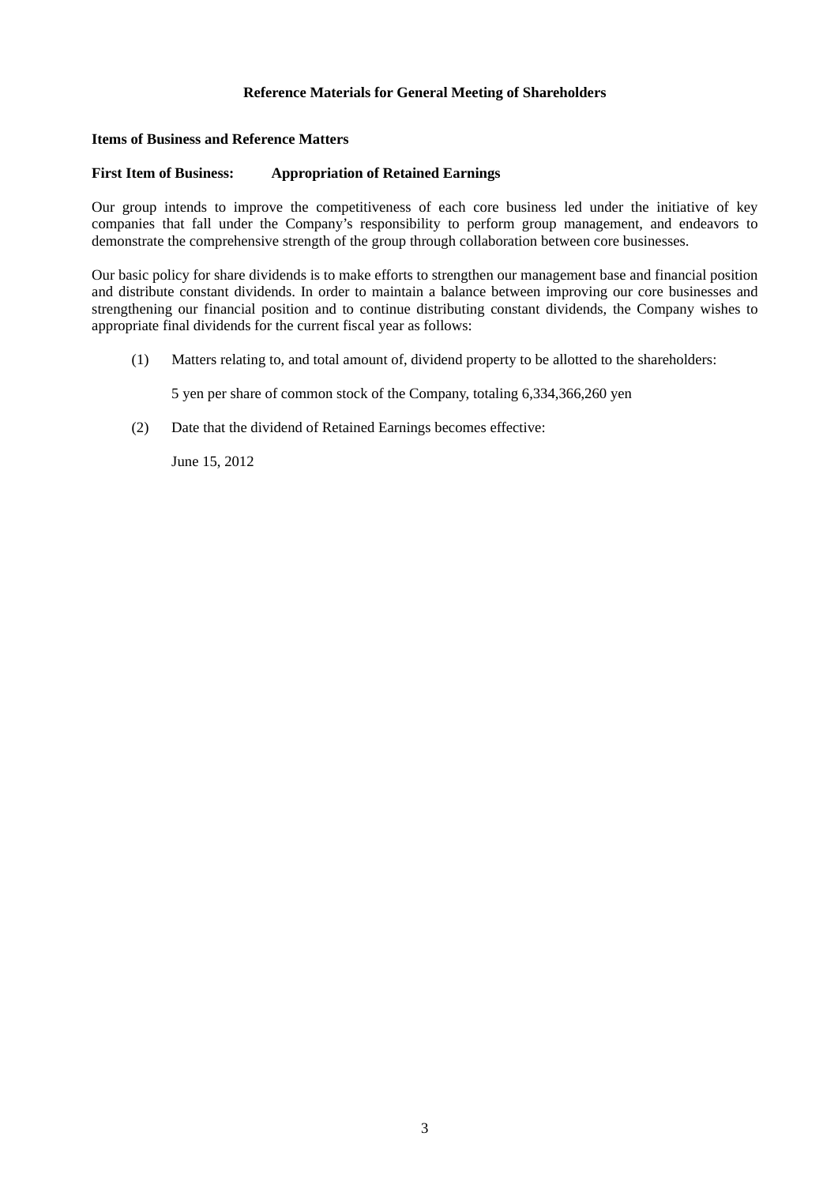## Reference Materials for General Meeting of Shareholders

### Items of Business and Reference Matters

### First Item of Business: Appropriation of Retained Earnings

Our group intends to improve the competitiveness of each core business led under the initiative of key companies that fall under the Company's responsibility to perform group management, and endeavors to demonstrate the comprehensive strength of the group through collaboration between core businesses.

Our basic policy for share dividends is to make efforts to strengthen our management base and financial position and distribute constant dividends. In order to maintain a balance between improving our core businesses and strengthening our financial position and to continue distributing constant dividends, the Company wishes to appropriate final dividends for the current fiscal year as follows:

(1) Matters relating to, and total amount of, dividend property to be allotted to the shareholders:

5 yen per share of common stock of the Company, totaling 6,334,366,260 yen

(2) Date that the dividend of Retained Earnings becomes effective:

June 15, 2012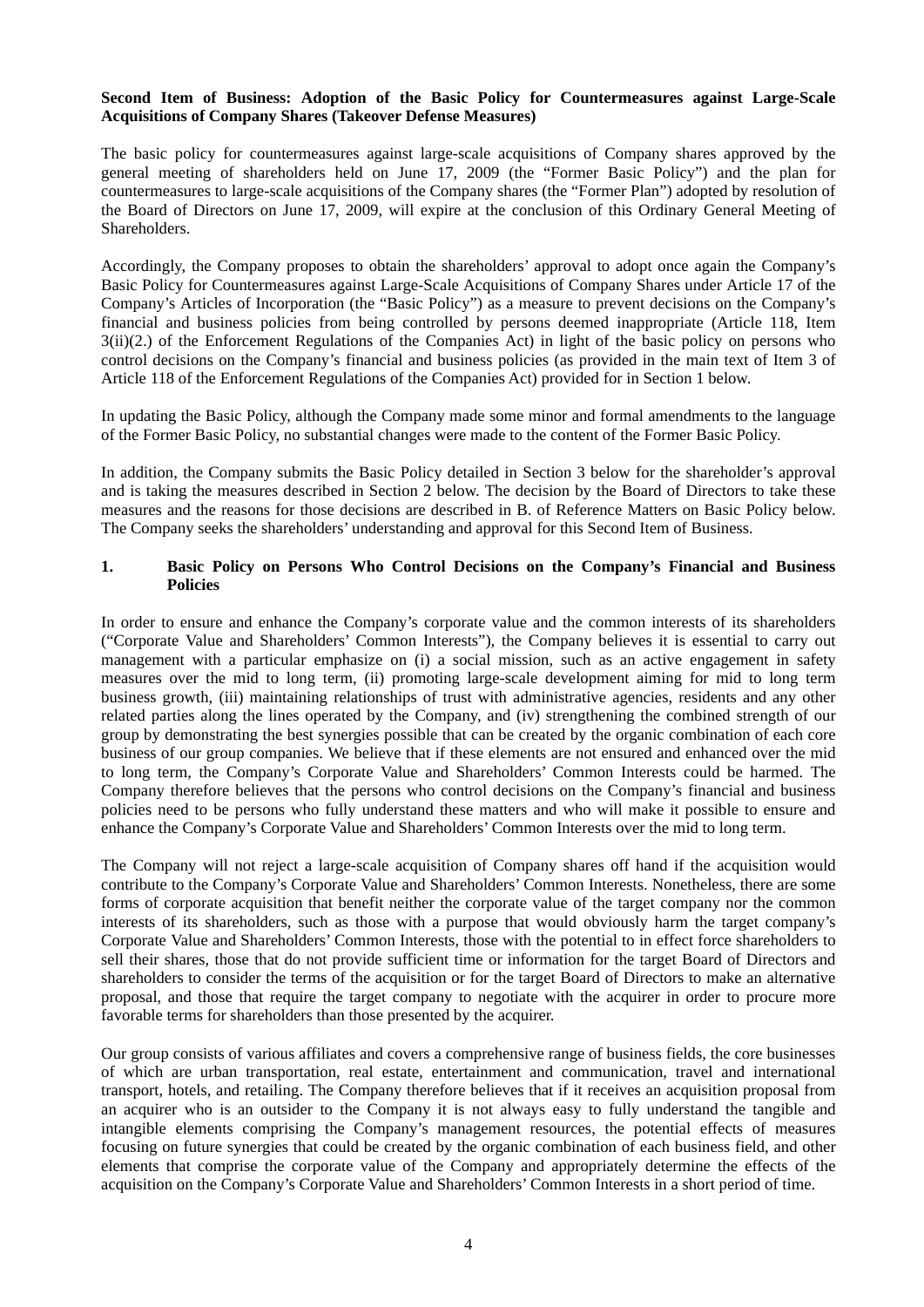**Second Item of Business: Adoption of the Basic Policy for Countermeasures against Large-Scale Acquisitions of Company Shares (Takeover Defense Measures)**

The basic policy for countermeasures against large-scale acquisitions of Company shares approved by the general meeting of shareholders held on June 17, 2009 (the "Former Basic Policy") and the plan for countermeasures to large-scale acquisitions of the Company shares (the "Former Plan") adopted by resolution of the Board of Directors on June 17, 2009, will expire at the conclusion of this Ordinary General Meeting of Shareholders.

Accordingly, the Company proposes to obtain the shareholders' approval to adopt once again the Company's Basic Policy for Countermeasures against Large-Scale Acquisitions of Company Shares under Article 17 of the Company's Articles of Incorporation (the "Basic Policy") as a measure to prevent decisions on the Company's financial and business policies from being controlled by persons deemed inappropriate (Article 118, Item 3(ii)(2.) of the Enforcement Regulations of the Companies Act) in light of the basic policy on persons who control decisions on the Company's financial and business policies (as provided in the main text of Item 3 of Article 118 of the Enforcement Regulations of the Companies Act) provided for in Section 1 below.

In updating the Basic Policy, although the Company made some minor and formal amendments to the language of the Former Basic Policy, no substantial changes were made to the content of the Former Basic Policy.

In addition, the Company submits the Basic Policy detailed in Section 3 below for the shareholder's approval and is taking the measures described in Section 2 below. The decision by the Board of Directors to take these measures and the reasons for those decisions are described in B. of Reference Matters on Basic Policy below. The Company seeks the shareholders' understanding and approval for this Second Item of Business.

**1. Basic Policy on Persons Who Control Decisions on the Company's Financial and Business Policies**

In order to ensure and enhance the Company's corporate value and the common interests of its shareholders ("Corporate Value and Shareholders' Common Interests"), the Company believes it is essential to carry out management with a particular emphasize on (i) a social mission, such as an active engagement in safety measures over the mid to long term, (ii) promoting large-scale development aiming for mid to long term business growth, (iii) maintaining relationships of trust with administrative agencies, residents and any other related parties along the lines operated by the Company, and (iv) strengthening the combined strength of our group by demonstrating the best synergies possible that can be created by the organic combination of each core business of our group companies. We believe that if these elements are not ensured and enhanced over the mid to long term, the Company's Corporate Value and Shareholders' Common Interests could be harmed. The Company therefore believes that the persons who control decisions on the Company's financial and business policies need to be persons who fully understand these matters and who will make it possible to ensure and enhance the Company's Corporate Value and Shareholders' Common Interests over the mid to long term.

The Company will not reject a large-scale acquisition of Company shares off hand if the acquisition would contribute to the Company's Corporate Value and Shareholders' Common Interests. Nonetheless, there are some forms of corporate acquisition that benefit neither the corporate value of the target company nor the common interests of its shareholders, such as those with a purpose that would obviously harm the target company's Corporate Value and Shareholders' Common Interests, those with the potential to in effect force shareholders to sell their shares, those that do not provide sufficient time or information for the target Board of Directors and shareholders to consider the terms of the acquisition or for the target Board of Directors to make an alternative proposal, and those that require the target company to negotiate with the acquirer in order to procure more favorable terms for shareholders than those presented by the acquirer.

Our group consists of various affiliates and covers a comprehensive range of business fields, the core businesses of which are urban transportation, real estate, entertainment and communication, travel and international transport, hotels, and retailing. The Company therefore believes that if it receives an acquisition proposal from an acquirer who is an outsider to the Company it is not always easy to fully understand the tangible and intangible elements comprising the Company's management resources, the potential effects of measures focusing on future synergies that could be created by the organic combination of each business field, and other elements that comprise the corporate value of the Company and appropriately determine the effects of the acquisition on the Company's Corporate Value and Shareholders' Common Interests in a short period of time.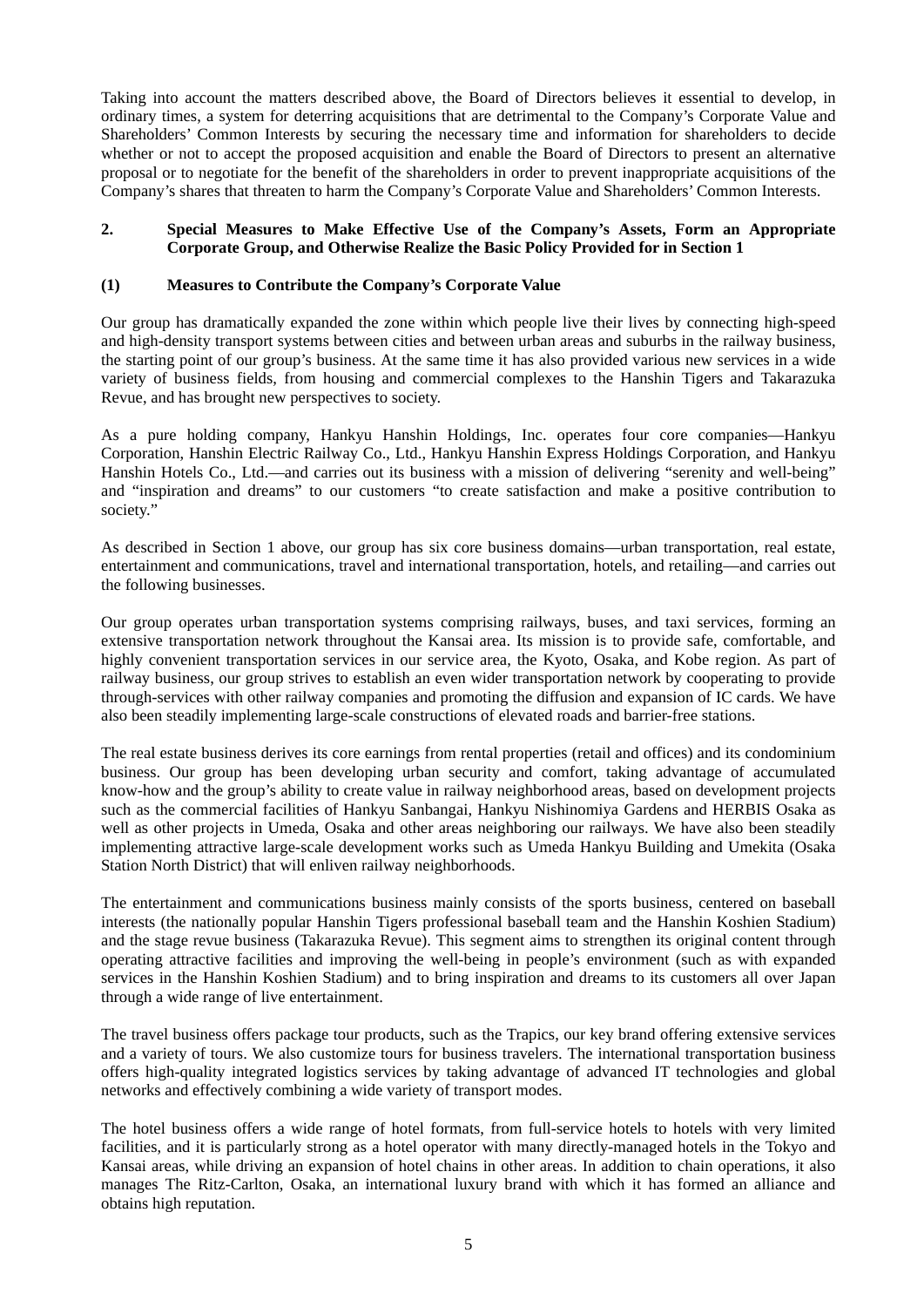Taking into account the matters described above, the Board of Directors believes it essential to develop, in ordinary times, a system for deterring acquisitions that are detrimental to the Company's Corporate Value and Shareholders' Common Interests by securing the necessary time and information for shareholders to decide whether or not to accept the proposed acquisition and enable the Board of Directors to present an alternative proposal or to negotiate for the benefit of the shareholders in order to prevent inappropriate acquisitions of the Company's shares that threaten to harm the Company's Corporate Value and Shareholders' Common Interests.

## 2. Special Measures to Make Effective Use of the Company's Assets, Form an Appropriate Corporate Group, and Otherwise Realize the Basic Policy Provided for in Section 1

### (1) Measures to Contribute the Company's Corporate Value

Our group has dramatically expanded the zone within which people live their lives by connecting high-speed and high-density transport systems between cities and between urban areas and suburbs in the railway business, the starting point of our group's business. At the same time it has also provided various new services in a wide variety of business fields, from housing and commercial complexes to the Hanshin Tigers and Takarazuka Revue, and has brought new perspectives to society.

As a pure holding company, Hankyu Hanshin Holdings, Inc. operates four core companies—Hankyu Corporation, Hanshin Electric Railway Co., Ltd., Hankyu Hanshin Express Holdings Corporation, and Hankyu Hanshin Hotels Co., Ltd.—and carries out its business with a mission of delivering "serenity and well-being" and "inspiration and dreams" to our customers "to create satisfaction and make a positive contribution to society."

As described in Section 1 above, our group has six core business domains—urban transportation, real estate, entertainment and communications, travel and international transportation, hotels, and retailing—and carries out the following businesses.

Our group operates urban transportation systems comprising railways, buses, and taxi services, forming an extensive transportation network throughout the Kansai area. Its mission is to provide safe, comfortable, and highly convenient transportation services in our service area, the Kyoto, Osaka, and Kobe region. As part of railway business, our group strives to establish an even wider transportation network by cooperating to provide through-services with other railway companies and promoting the diffusion and expansion of IC cards. We have also been steadily implementing large-scale constructions of elevated roads and barrier-free stations.

The real estate business derives its core earnings from rental properties (retail and offices) and its condominium business. Our group has been developing urban security and comfort, taking advantage of accumulated know-how and the group's ability to create value in railway neighborhood areas, based on development projects such as the commercial facilities of Hankyu Sanbangai, Hankyu Nishinomiya Gardens and HERBIS Osaka as well as other projects in Umeda, Osaka and other areas neighboring our railways. We have also been steadily implementing attractive large-scale development works such as Umeda Hankyu Building and Umekita (Osaka Station North District) that will enliven railway neighborhoods.

The entertainment and communications business mainly consists of the sports business, centered on baseball interests (the nationally popular Hanshin Tigers professional baseball team and the Hanshin Koshien Stadium) and the stage revue business (Takarazuka Revue). This segment aims to strengthen its original content through operating attractive facilities and improving the well-being in people's environment (such as with expanded services in the Hanshin Koshien Stadium) and to bring inspiration and dreams to its customers all over Japan through a wide range of live entertainment.

The travel business offers package tour products, such as the Trapics, our key brand offering extensive services and a variety of tours. We also customize tours for business travelers. The international transportation business offers high-quality integrated logistics services by taking advantage of advanced IT technologies and global networks and effectively combining a wide variety of transport modes.

The hotel business offers a wide range of hotel formats, from full-service hotels to hotels with very limited facilities, and it is particularly strong as a hotel operator with many directly-managed hotels in the Tokyo and Kansai areas, while driving an expansion of hotel chains in other areas. In addition to chain operations, it also manages The Ritz-Carlton, Osaka, an international luxury brand with which it has formed an alliance and obtains high reputation.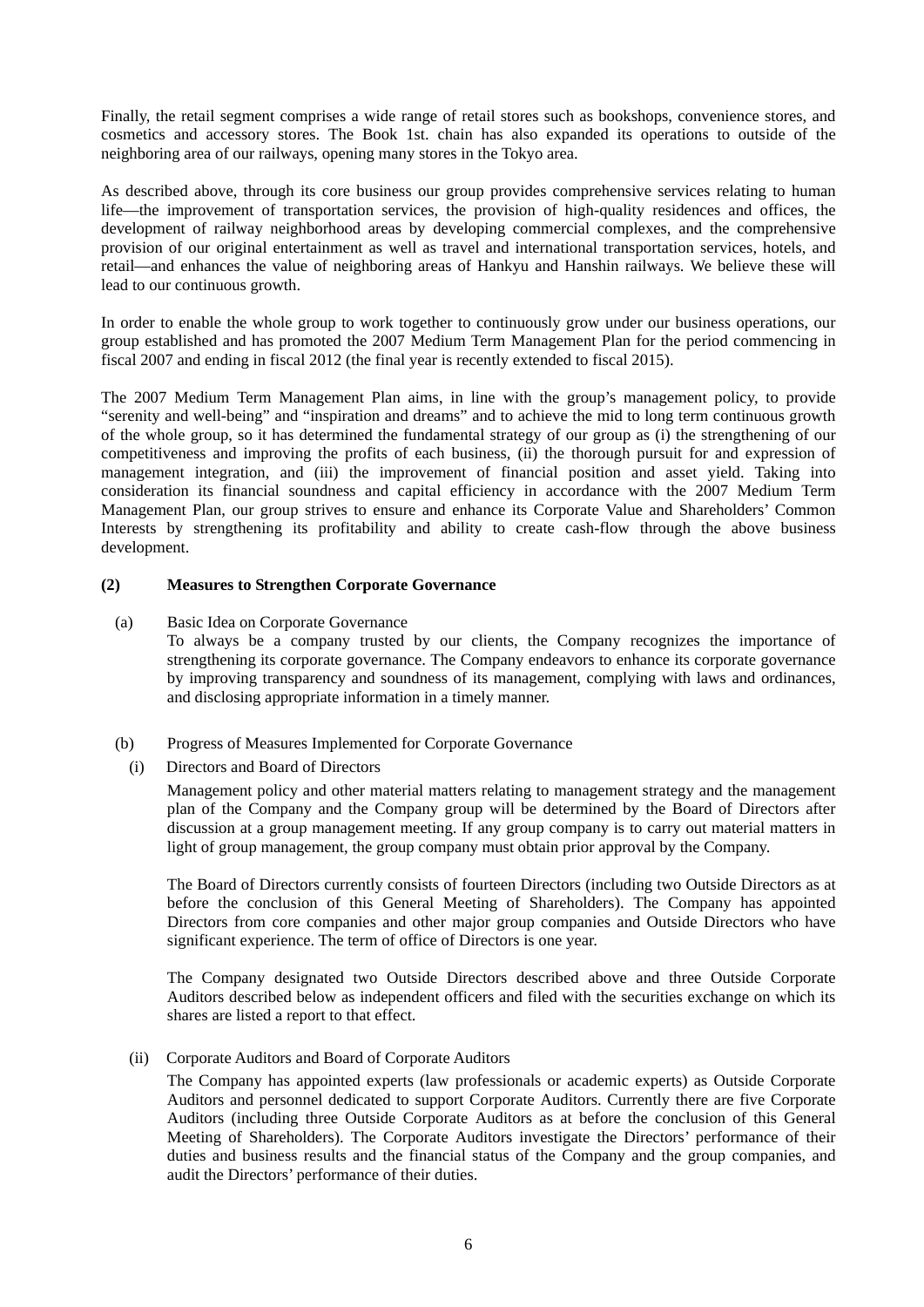Finally, the retail segment comprises a wide range of retail stores such as bookshops, convenience stores, and cosmetics and accessory stores. The Book 1st. chain has also expanded its operations to outside of the neighboring area of our railways, opening many stores in the Tokyo area.

As described above, through its core business our group provides comprehensive services relating to human life—the improvement of transportation services, the provision of high-quality residences and offices, the development of railway neighborhood areas by developing commercial complexes, and the comprehensive provision of our original entertainment as well as travel and international transportation services, hotels, and retail—and enhances the value of neighboring areas of Hankyu and Hanshin railways. We believe these will lead to our continuous growth.

In order to enable the whole group to work together to continuously grow under our business operations, our group established and has promoted the 2007 Medium Term Management Plan for the period commencing in fiscal 2007 and ending in fiscal 2012 (the final year is recently extended to fiscal 2015).

The 2007 Medium Term Management Plan aims, in line with the group's management policy, to provide "serenity and well-being" and "inspiration and dreams" and to achieve the mid to long term continuous growth of the whole group, so it has determined the fundamental strategy of our group as (i) the strengthening of our competitiveness and improving the profits of each business, (ii) the thorough pursuit for and expression of management integration, and (iii) the improvement of financial position and asset yield. Taking into consideration its financial soundness and capital efficiency in accordance with the 2007 Medium Term Management Plan, our group strives to ensure and enhance its Corporate Value and Shareholders' Common Interests by strengthening its profitability and ability to create cash-flow through the above business development.

**(2) Measures to Strengthen Corporate Governance**

(a) Basic Idea on Corporate Governance

To always be a company trusted by our clients, the Company recognizes the importance of strengthening its corporate governance. The Company endeavors to enhance its corporate governance by improving transparency and soundness of its management, complying with laws and ordinances, and disclosing appropriate information in a timely manner.

(b) Progress of Measures Implemented for Corporate Governance

(i) Directors and Board of Directors

Management policy and other material matters relating to management strategy and the management plan of the Company and the Company group will be determined by the Board of Directors after discussion at a group management meeting. If any group company is to carry out material matters in light of group management, the group company must obtain prior approval by the Company.

The Board of Directors currently consists of fourteen Directors (including two Outside Directors as at before the conclusion of this General Meeting of Shareholders). The Company has appointed Directors from core companies and other major group companies and Outside Directors who have significant experience. The term of office of Directors is one year.

The Company designated two Outside Directors described above and three Outside Corporate Auditors described below as independent officers and filed with the securities exchange on which its shares are listed a report to that effect.

(ii) Corporate Auditors and Board of Corporate Auditors

The Company has appointed experts (law professionals or academic experts) as Outside Corporate Auditors and personnel dedicated to support Corporate Auditors. Currently there are five Corporate Auditors (including three Outside Corporate Auditors as at before the conclusion of this General Meeting of Shareholders). The Corporate Auditors investigate the Directors' performance of their duties and business results and the financial status of the Company and the group companies, and audit the Directors' performance of their duties.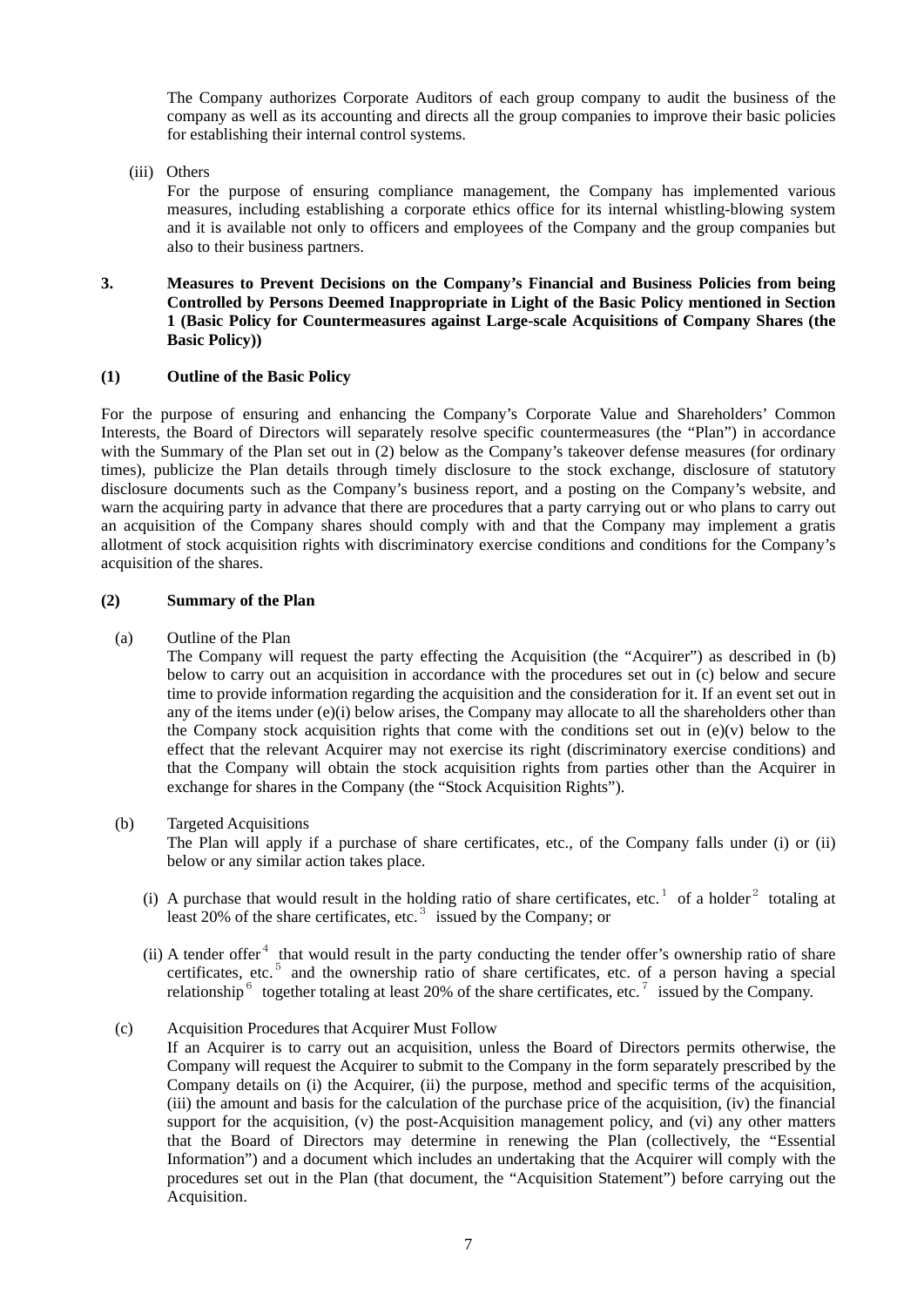The Company authorizes Corporate Auditors of each group company to audit the business of the company as well as its accounting and directs all the group companies to improve their basic policies for establishing their internal control systems.

(iii) Others

For the purpose of ensuring compliance management, the Company has implemented various measures, including establishing a corporate ethics office for its internal whistling-blowing system and it is available not only to officers and employees of the Company and the group companies but also to their business partners.

**3. Measures to Prevent Decisions on the Company's Financial and Business Policies from being Controlled by Persons Deemed Inappropriate in Light of the Basic Policy mentioned in Section 1 (Basic Policy for Countermeasures against Large-scale Acquisitions of Company Shares (the Basic Policy))**

**(1) Outline of the Basic Policy**

For the purpose of ensuring and enhancing the Company's Corporate Value and Shareholders' Common Interests, the Board of Directors will separately resolve specific countermeasures (the "Plan") in accordance with the Summary of the Plan set out in (2) below as the Company's takeover defense measures (for ordinary times), publicize the Plan details through timely disclosure to the stock exchange, disclosure of statutory disclosure documents such as the Company's business report, and a posting on the Company's website, and warn the acquiring party in advance that there are procedures that a party carrying out or who plans to carry out an acquisition of the Company shares should comply with and that the Company may implement a gratis allotment of stock acquisition rights with discriminatory exercise conditions and conditions for the Company's acquisition of the shares.

**(2) Summary of the Plan**

(a) Outline of the Plan

The Company will request the party effecting the Acquisition (the "Acquirer") as described in (b) below to carry out an acquisition in accordance with the procedures set out in (c) below and secure time to provide information regarding the acquisition and the consideration for it. If an event set out in any of the items under (e)(i) below arises, the Company may allocate to all the shareholders other than the Company stock acquisition rights that come with the conditions set out in (e)(v) below to the effect that the relevant Acquirer may not exercise its right (discriminatory exercise conditions) and that the Company will obtain the stock acquisition rights from parties other than the Acquirer in exchange for shares in the Company (the "Stock Acquisition Rights").

(b) Targeted Acquisitions

The Plan will apply if a purchase of share certificates, etc., of the Company falls under (i) or (ii) below or any similar action takes place.

(i) A purchase that would result in the holding ratio of share certificates, etc.[1] of a holder[2] totaling at least 20% of the share certificates, etc.[3] issued by the Company; or

(ii) A tender offer[4] that would result in the party conducting the tender offer's ownership ratio of share certificates, etc.[5] and the ownership ratio of share certificates, etc. of a person having a special relationship[6] together totaling at least 20% of the share certificates, etc.[7] issued by the Company.

(c) Acquisition Procedures that Acquirer Must Follow

If an Acquirer is to carry out an acquisition, unless the Board of Directors permits otherwise, the Company will request the Acquirer to submit to the Company in the form separately prescribed by the Company details on (i) the Acquirer, (ii) the purpose, method and specific terms of the acquisition, (iii) the amount and basis for the calculation of the purchase price of the acquisition, (iv) the financial support for the acquisition, (v) the post-Acquisition management policy, and (vi) any other matters that the Board of Directors may determine in renewing the Plan (collectively, the "Essential Information") and a document which includes an undertaking that the Acquirer will comply with the procedures set out in the Plan (that document, the "Acquisition Statement") before carrying out the Acquisition.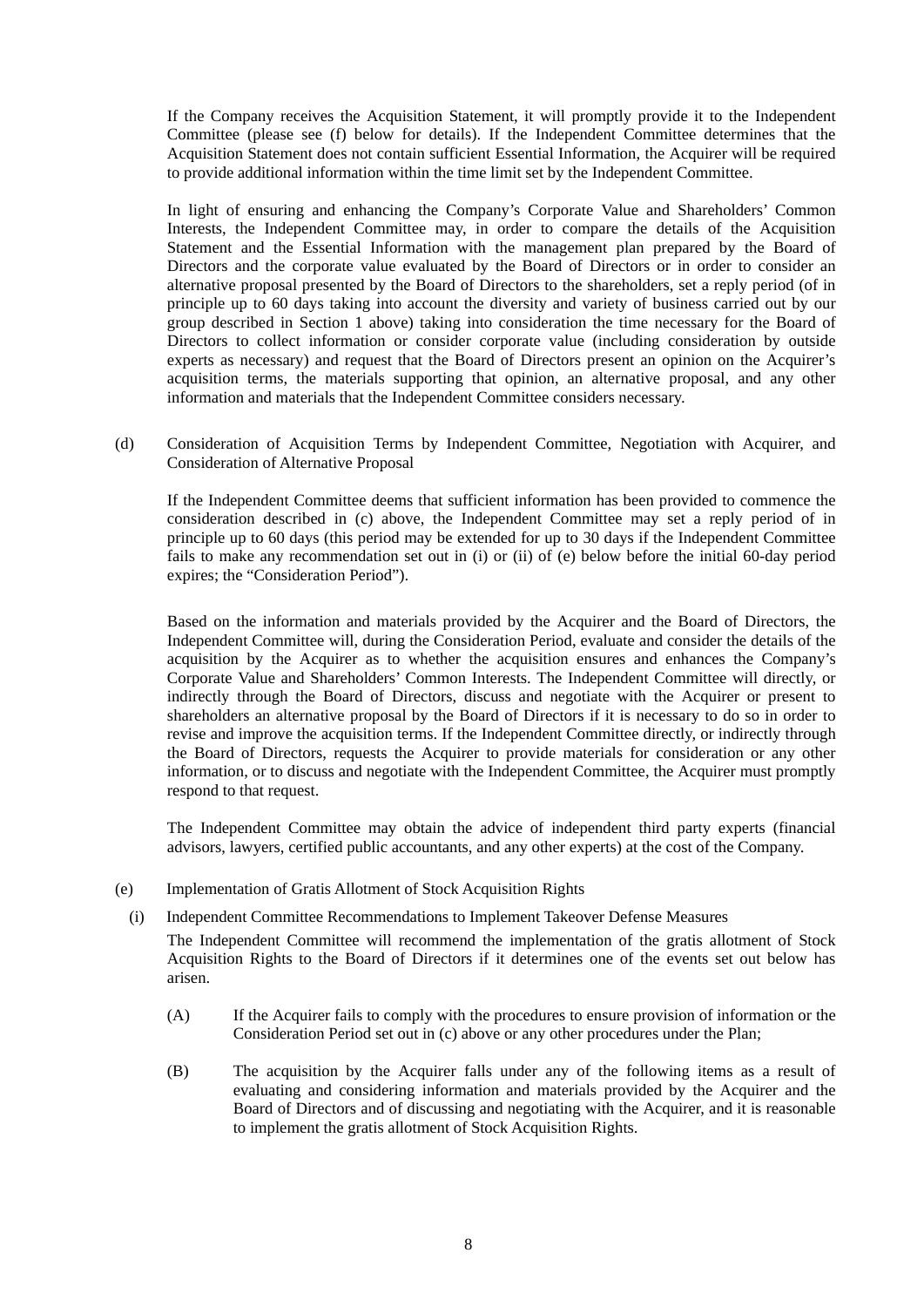If the Company receives the Acquisition Statement, it will promptly provide it to the Independent Committee (please see (f) below for details). If the Independent Committee determines that the Acquisition Statement does not contain sufficient Essential Information, the Acquirer will be required to provide additional information within the time limit set by the Independent Committee.

In light of ensuring and enhancing the Company's Corporate Value and Shareholders' Common Interests, the Independent Committee may, in order to compare the details of the Acquisition Statement and the Essential Information with the management plan prepared by the Board of Directors and the corporate value evaluated by the Board of Directors or in order to consider an alternative proposal presented by the Board of Directors to the shareholders, set a reply period (of in principle up to 60 days taking into account the diversity and variety of business carried out by our group described in Section 1 above) taking into consideration the time necessary for the Board of Directors to collect information or consider corporate value (including consideration by outside experts as necessary) and request that the Board of Directors present an opinion on the Acquirer's acquisition terms, the materials supporting that opinion, an alternative proposal, and any other information and materials that the Independent Committee considers necessary.

(d) Consideration of Acquisition Terms by Independent Committee, Negotiation with Acquirer, and Consideration of Alternative Proposal

If the Independent Committee deems that sufficient information has been provided to commence the consideration described in (c) above, the Independent Committee may set a reply period of in principle up to 60 days (this period may be extended for up to 30 days if the Independent Committee fails to make any recommendation set out in (i) or (ii) of (e) below before the initial 60-day period expires; the "Consideration Period").

Based on the information and materials provided by the Acquirer and the Board of Directors, the Independent Committee will, during the Consideration Period, evaluate and consider the details of the acquisition by the Acquirer as to whether the acquisition ensures and enhances the Company's Corporate Value and Shareholders' Common Interests. The Independent Committee will directly, or indirectly through the Board of Directors, discuss and negotiate with the Acquirer or present to shareholders an alternative proposal by the Board of Directors if it is necessary to do so in order to revise and improve the acquisition terms. If the Independent Committee directly, or indirectly through the Board of Directors, requests the Acquirer to provide materials for consideration or any other information, or to discuss and negotiate with the Independent Committee, the Acquirer must promptly respond to that request.

The Independent Committee may obtain the advice of independent third party experts (financial advisors, lawyers, certified public accountants, and any other experts) at the cost of the Company.

(e) Implementation of Gratis Allotment of Stock Acquisition Rights

(i) Independent Committee Recommendations to Implement Takeover Defense Measures

The Independent Committee will recommend the implementation of the gratis allotment of Stock Acquisition Rights to the Board of Directors if it determines one of the events set out below has arisen.

(A) If the Acquirer fails to comply with the procedures to ensure provision of information or the Consideration Period set out in (c) above or any other procedures under the Plan;

(B) The acquisition by the Acquirer falls under any of the following items as a result of evaluating and considering information and materials provided by the Acquirer and the Board of Directors and of discussing and negotiating with the Acquirer, and it is reasonable to implement the gratis allotment of Stock Acquisition Rights.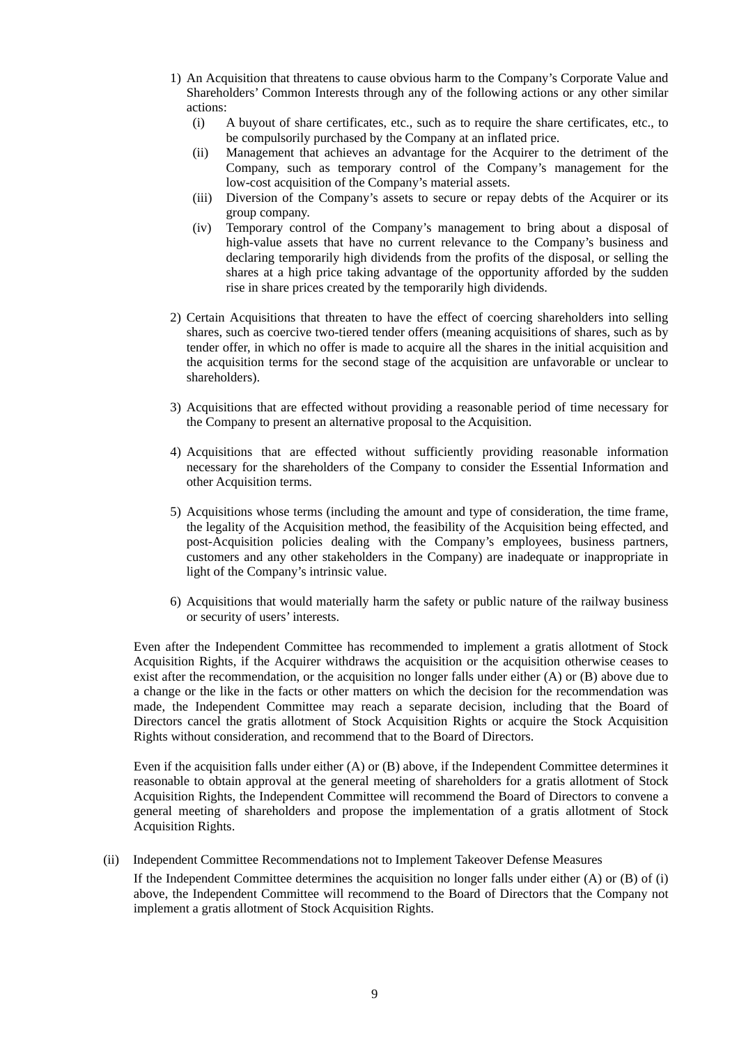1) An Acquisition that threatens to cause obvious harm to the Company's Corporate Value and Shareholders' Common Interests through any of the following actions or any other similar actions:
   - (i) A buyout of share certificates, etc., such as to require the share certificates, etc., to be compulsorily purchased by the Company at an inflated price.
   - (ii) Management that achieves an advantage for the Acquirer to the detriment of the Company, such as temporary control of the Company's management for the low-cost acquisition of the Company's material assets.
   - (iii) Diversion of the Company's assets to secure or repay debts of the Acquirer or its group company.
   - (iv) Temporary control of the Company's management to bring about a disposal of high-value assets that have no current relevance to the Company's business and declaring temporarily high dividends from the profits of the disposal, or selling the shares at a high price taking advantage of the opportunity afforded by the sudden rise in share prices created by the temporarily high dividends.

2) Certain Acquisitions that threaten to have the effect of coercing shareholders into selling shares, such as coercive two-tiered tender offers (meaning acquisitions of shares, such as by tender offer, in which no offer is made to acquire all the shares in the initial acquisition and the acquisition terms for the second stage of the acquisition are unfavorable or unclear to shareholders).

3) Acquisitions that are effected without providing a reasonable period of time necessary for the Company to present an alternative proposal to the Acquisition.

4) Acquisitions that are effected without sufficiently providing reasonable information necessary for the shareholders of the Company to consider the Essential Information and other Acquisition terms.

5) Acquisitions whose terms (including the amount and type of consideration, the time frame, the legality of the Acquisition method, the feasibility of the Acquisition being effected, and post-Acquisition policies dealing with the Company's employees, business partners, customers and any other stakeholders in the Company) are inadequate or inappropriate in light of the Company's intrinsic value.

6) Acquisitions that would materially harm the safety or public nature of the railway business or security of users' interests.

Even after the Independent Committee has recommended to implement a gratis allotment of Stock Acquisition Rights, if the Acquirer withdraws the acquisition or the acquisition otherwise ceases to exist after the recommendation, or the acquisition no longer falls under either (A) or (B) above due to a change or the like in the facts or other matters on which the decision for the recommendation was made, the Independent Committee may reach a separate decision, including that the Board of Directors cancel the gratis allotment of Stock Acquisition Rights or acquire the Stock Acquisition Rights without consideration, and recommend that to the Board of Directors.

Even if the acquisition falls under either (A) or (B) above, if the Independent Committee determines it reasonable to obtain approval at the general meeting of shareholders for a gratis allotment of Stock Acquisition Rights, the Independent Committee will recommend the Board of Directors to convene a general meeting of shareholders and propose the implementation of a gratis allotment of Stock Acquisition Rights.

(ii) Independent Committee Recommendations not to Implement Takeover Defense Measures

If the Independent Committee determines the acquisition no longer falls under either (A) or (B) of (i) above, the Independent Committee will recommend to the Board of Directors that the Company not implement a gratis allotment of Stock Acquisition Rights.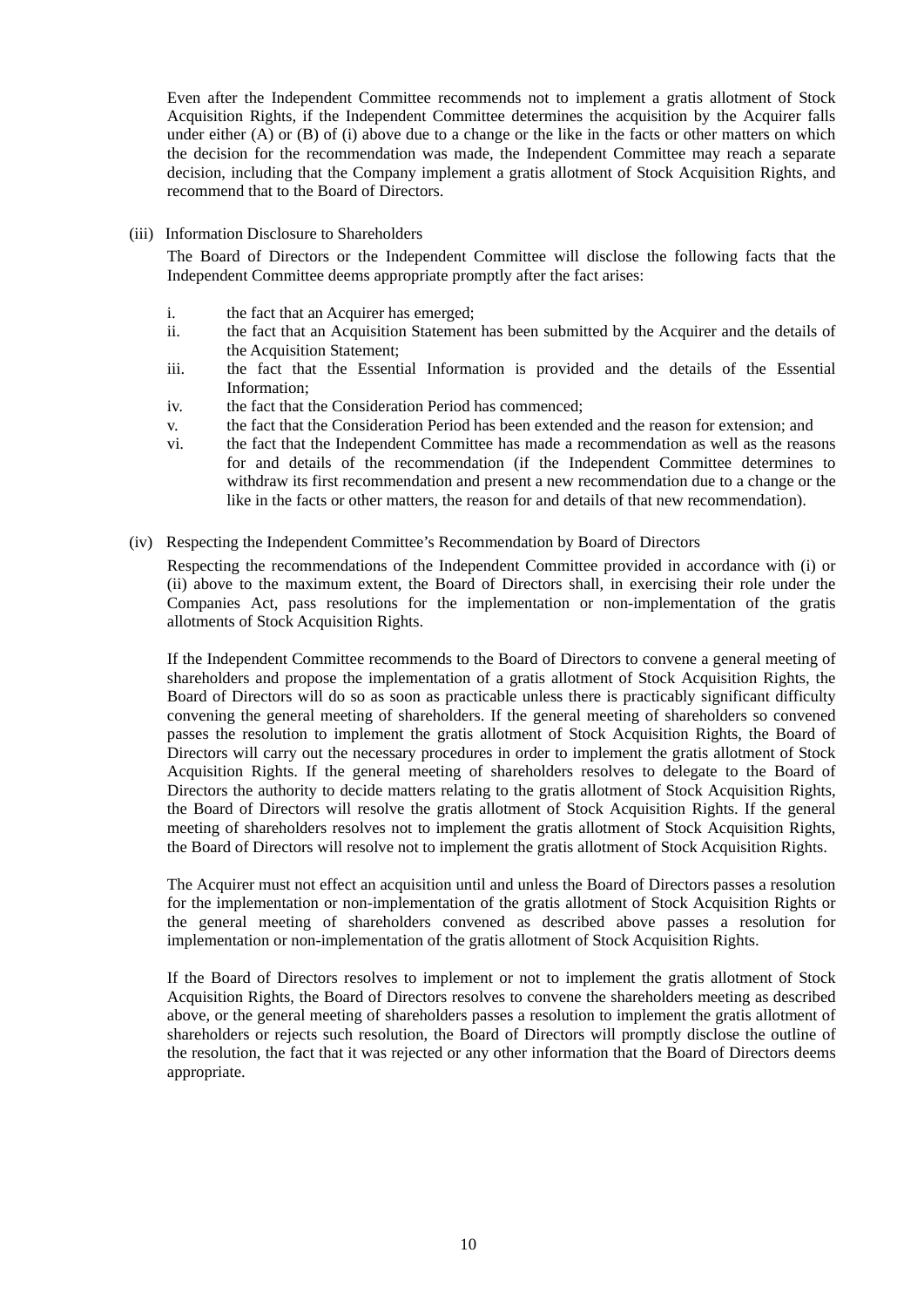Even after the Independent Committee recommends not to implement a gratis allotment of Stock Acquisition Rights, if the Independent Committee determines the acquisition by the Acquirer falls under either (A) or (B) of (i) above due to a change or the like in the facts or other matters on which the decision for the recommendation was made, the Independent Committee may reach a separate decision, including that the Company implement a gratis allotment of Stock Acquisition Rights, and recommend that to the Board of Directors.

(iii) Information Disclosure to Shareholders

The Board of Directors or the Independent Committee will disclose the following facts that the Independent Committee deems appropriate promptly after the fact arises:

i. the fact that an Acquirer has emerged;
ii. the fact that an Acquisition Statement has been submitted by the Acquirer and the details of the Acquisition Statement;
iii. the fact that the Essential Information is provided and the details of the Essential Information;
iv. the fact that the Consideration Period has commenced;
v. the fact that the Consideration Period has been extended and the reason for extension; and
vi. the fact that the Independent Committee has made a recommendation as well as the reasons for and details of the recommendation (if the Independent Committee determines to withdraw its first recommendation and present a new recommendation due to a change or the like in the facts or other matters, the reason for and details of that new recommendation).

(iv) Respecting the Independent Committee's Recommendation by Board of Directors

Respecting the recommendations of the Independent Committee provided in accordance with (i) or (ii) above to the maximum extent, the Board of Directors shall, in exercising their role under the Companies Act, pass resolutions for the implementation or non-implementation of the gratis allotments of Stock Acquisition Rights.

If the Independent Committee recommends to the Board of Directors to convene a general meeting of shareholders and propose the implementation of a gratis allotment of Stock Acquisition Rights, the Board of Directors will do so as soon as practicable unless there is practicably significant difficulty convening the general meeting of shareholders. If the general meeting of shareholders so convened passes the resolution to implement the gratis allotment of Stock Acquisition Rights, the Board of Directors will carry out the necessary procedures in order to implement the gratis allotment of Stock Acquisition Rights. If the general meeting of shareholders resolves to delegate to the Board of Directors the authority to decide matters relating to the gratis allotment of Stock Acquisition Rights, the Board of Directors will resolve the gratis allotment of Stock Acquisition Rights. If the general meeting of shareholders resolves not to implement the gratis allotment of Stock Acquisition Rights, the Board of Directors will resolve not to implement the gratis allotment of Stock Acquisition Rights.

The Acquirer must not effect an acquisition until and unless the Board of Directors passes a resolution for the implementation or non-implementation of the gratis allotment of Stock Acquisition Rights or the general meeting of shareholders convened as described above passes a resolution for implementation or non-implementation of the gratis allotment of Stock Acquisition Rights.

If the Board of Directors resolves to implement or not to implement the gratis allotment of Stock Acquisition Rights, the Board of Directors resolves to convene the shareholders meeting as described above, or the general meeting of shareholders passes a resolution to implement the gratis allotment of shareholders or rejects such resolution, the Board of Directors will promptly disclose the outline of the resolution, the fact that it was rejected or any other information that the Board of Directors deems appropriate.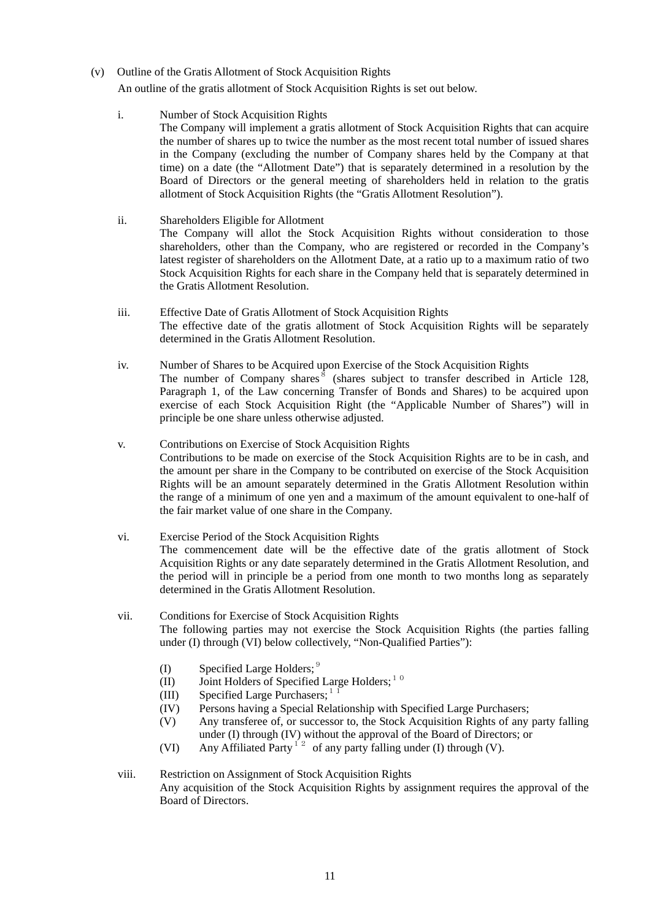(v) Outline of the Gratis Allotment of Stock Acquisition Rights

An outline of the gratis allotment of Stock Acquisition Rights is set out below.

i. Number of Stock Acquisition Rights

The Company will implement a gratis allotment of Stock Acquisition Rights that can acquire the number of shares up to twice the number as the most recent total number of issued shares in the Company (excluding the number of Company shares held by the Company at that time) on a date (the "Allotment Date") that is separately determined in a resolution by the Board of Directors or the general meeting of shareholders held in relation to the gratis allotment of Stock Acquisition Rights (the "Gratis Allotment Resolution").

ii. Shareholders Eligible for Allotment

The Company will allot the Stock Acquisition Rights without consideration to those shareholders, other than the Company, who are registered or recorded in the Company's latest register of shareholders on the Allotment Date, at a ratio up to a maximum ratio of two Stock Acquisition Rights for each share in the Company held that is separately determined in the Gratis Allotment Resolution.

iii. Effective Date of Gratis Allotment of Stock Acquisition Rights

The effective date of the gratis allotment of Stock Acquisition Rights will be separately determined in the Gratis Allotment Resolution.

iv. Number of Shares to be Acquired upon Exercise of the Stock Acquisition Rights

The number of Company shares[8] (shares subject to transfer described in Article 128, Paragraph 1, of the Law concerning Transfer of Bonds and Shares) to be acquired upon exercise of each Stock Acquisition Right (the "Applicable Number of Shares") will in principle be one share unless otherwise adjusted.

v. Contributions on Exercise of Stock Acquisition Rights

Contributions to be made on exercise of the Stock Acquisition Rights are to be in cash, and the amount per share in the Company to be contributed on exercise of the Stock Acquisition Rights will be an amount separately determined in the Gratis Allotment Resolution within the range of a minimum of one yen and a maximum of the amount equivalent to one-half of the fair market value of one share in the Company.

vi. Exercise Period of the Stock Acquisition Rights

The commencement date will be the effective date of the gratis allotment of Stock Acquisition Rights or any date separately determined in the Gratis Allotment Resolution, and the period will in principle be a period from one month to two months long as separately determined in the Gratis Allotment Resolution.

vii. Conditions for Exercise of Stock Acquisition Rights

The following parties may not exercise the Stock Acquisition Rights (the parties falling under (I) through (VI) below collectively, "Non-Qualified Parties"):

(I) Specified Large Holders;[9]
(II) Joint Holders of Specified Large Holders;[10]
(III) Specified Large Purchasers;[11]
(IV) Persons having a Special Relationship with Specified Large Purchasers;
(V) Any transferee of, or successor to, the Stock Acquisition Rights of any party falling under (I) through (IV) without the approval of the Board of Directors; or
(VI) Any Affiliated Party[12] of any party falling under (I) through (V).

viii. Restriction on Assignment of Stock Acquisition Rights

Any acquisition of the Stock Acquisition Rights by assignment requires the approval of the Board of Directors.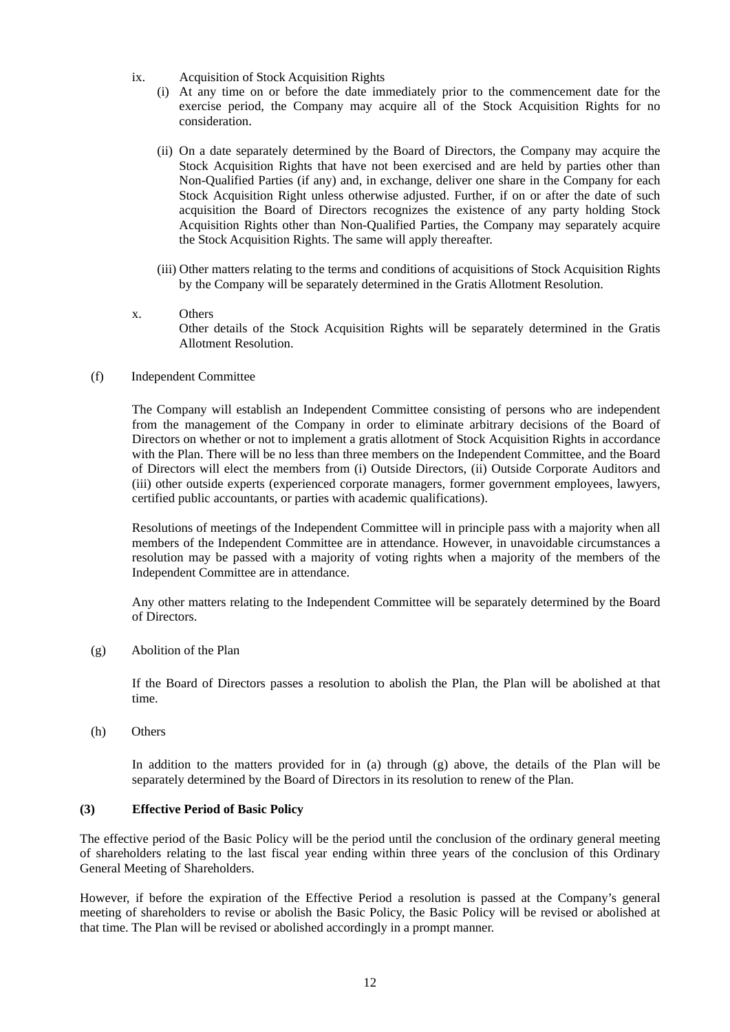ix. Acquisition of Stock Acquisition Rights

(i) At any time on or before the date immediately prior to the commencement date for the exercise period, the Company may acquire all of the Stock Acquisition Rights for no consideration.

(ii) On a date separately determined by the Board of Directors, the Company may acquire the Stock Acquisition Rights that have not been exercised and are held by parties other than Non-Qualified Parties (if any) and, in exchange, deliver one share in the Company for each Stock Acquisition Right unless otherwise adjusted. Further, if on or after the date of such acquisition the Board of Directors recognizes the existence of any party holding Stock Acquisition Rights other than Non-Qualified Parties, the Company may separately acquire the Stock Acquisition Rights. The same will apply thereafter.

(iii) Other matters relating to the terms and conditions of acquisitions of Stock Acquisition Rights by the Company will be separately determined in the Gratis Allotment Resolution.

x. Others

Other details of the Stock Acquisition Rights will be separately determined in the Gratis Allotment Resolution.

(f) Independent Committee

The Company will establish an Independent Committee consisting of persons who are independent from the management of the Company in order to eliminate arbitrary decisions of the Board of Directors on whether or not to implement a gratis allotment of Stock Acquisition Rights in accordance with the Plan. There will be no less than three members on the Independent Committee, and the Board of Directors will elect the members from (i) Outside Directors, (ii) Outside Corporate Auditors and (iii) other outside experts (experienced corporate managers, former government employees, lawyers, certified public accountants, or parties with academic qualifications).

Resolutions of meetings of the Independent Committee will in principle pass with a majority when all members of the Independent Committee are in attendance. However, in unavoidable circumstances a resolution may be passed with a majority of voting rights when a majority of the members of the Independent Committee are in attendance.

Any other matters relating to the Independent Committee will be separately determined by the Board of Directors.

(g) Abolition of the Plan

If the Board of Directors passes a resolution to abolish the Plan, the Plan will be abolished at that time.

(h) Others

In addition to the matters provided for in (a) through (g) above, the details of the Plan will be separately determined by the Board of Directors in its resolution to renew of the Plan.

### (3) Effective Period of Basic Policy

The effective period of the Basic Policy will be the period until the conclusion of the ordinary general meeting of shareholders relating to the last fiscal year ending within three years of the conclusion of this Ordinary General Meeting of Shareholders.

However, if before the expiration of the Effective Period a resolution is passed at the Company's general meeting of shareholders to revise or abolish the Basic Policy, the Basic Policy will be revised or abolished at that time. The Plan will be revised or abolished accordingly in a prompt manner.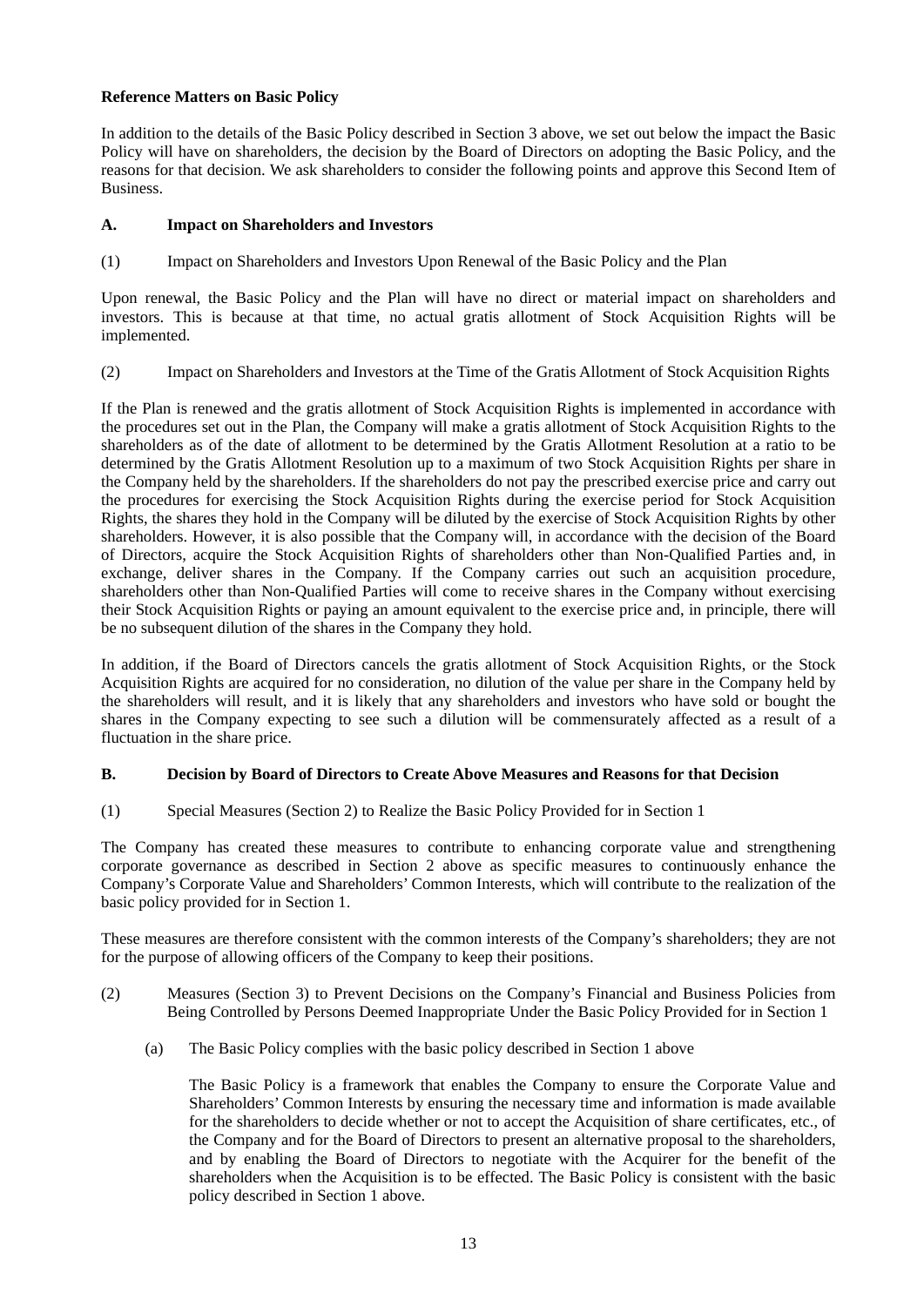**Reference Matters on Basic Policy**

In addition to the details of the Basic Policy described in Section 3 above, we set out below the impact the Basic Policy will have on shareholders, the decision by the Board of Directors on adopting the Basic Policy, and the reasons for that decision. We ask shareholders to consider the following points and approve this Second Item of Business.

**A. Impact on Shareholders and Investors**

(1) Impact on Shareholders and Investors Upon Renewal of the Basic Policy and the Plan

Upon renewal, the Basic Policy and the Plan will have no direct or material impact on shareholders and investors. This is because at that time, no actual gratis allotment of Stock Acquisition Rights will be implemented.

(2) Impact on Shareholders and Investors at the Time of the Gratis Allotment of Stock Acquisition Rights

If the Plan is renewed and the gratis allotment of Stock Acquisition Rights is implemented in accordance with the procedures set out in the Plan, the Company will make a gratis allotment of Stock Acquisition Rights to the shareholders as of the date of allotment to be determined by the Gratis Allotment Resolution at a ratio to be determined by the Gratis Allotment Resolution up to a maximum of two Stock Acquisition Rights per share in the Company held by the shareholders. If the shareholders do not pay the prescribed exercise price and carry out the procedures for exercising the Stock Acquisition Rights during the exercise period for Stock Acquisition Rights, the shares they hold in the Company will be diluted by the exercise of Stock Acquisition Rights by other shareholders. However, it is also possible that the Company will, in accordance with the decision of the Board of Directors, acquire the Stock Acquisition Rights of shareholders other than Non-Qualified Parties and, in exchange, deliver shares in the Company. If the Company carries out such an acquisition procedure, shareholders other than Non-Qualified Parties will come to receive shares in the Company without exercising their Stock Acquisition Rights or paying an amount equivalent to the exercise price and, in principle, there will be no subsequent dilution of the shares in the Company they hold.

In addition, if the Board of Directors cancels the gratis allotment of Stock Acquisition Rights, or the Stock Acquisition Rights are acquired for no consideration, no dilution of the value per share in the Company held by the shareholders will result, and it is likely that any shareholders and investors who have sold or bought the shares in the Company expecting to see such a dilution will be commensurately affected as a result of a fluctuation in the share price.

**B. Decision by Board of Directors to Create Above Measures and Reasons for that Decision**

(1) Special Measures (Section 2) to Realize the Basic Policy Provided for in Section 1

The Company has created these measures to contribute to enhancing corporate value and strengthening corporate governance as described in Section 2 above as specific measures to continuously enhance the Company's Corporate Value and Shareholders' Common Interests, which will contribute to the realization of the basic policy provided for in Section 1.

These measures are therefore consistent with the common interests of the Company's shareholders; they are not for the purpose of allowing officers of the Company to keep their positions.

(2) Measures (Section 3) to Prevent Decisions on the Company's Financial and Business Policies from Being Controlled by Persons Deemed Inappropriate Under the Basic Policy Provided for in Section 1

(a) The Basic Policy complies with the basic policy described in Section 1 above

The Basic Policy is a framework that enables the Company to ensure the Corporate Value and Shareholders' Common Interests by ensuring the necessary time and information is made available for the shareholders to decide whether or not to accept the Acquisition of share certificates, etc., of the Company and for the Board of Directors to present an alternative proposal to the shareholders, and by enabling the Board of Directors to negotiate with the Acquirer for the benefit of the shareholders when the Acquisition is to be effected. The Basic Policy is consistent with the basic policy described in Section 1 above.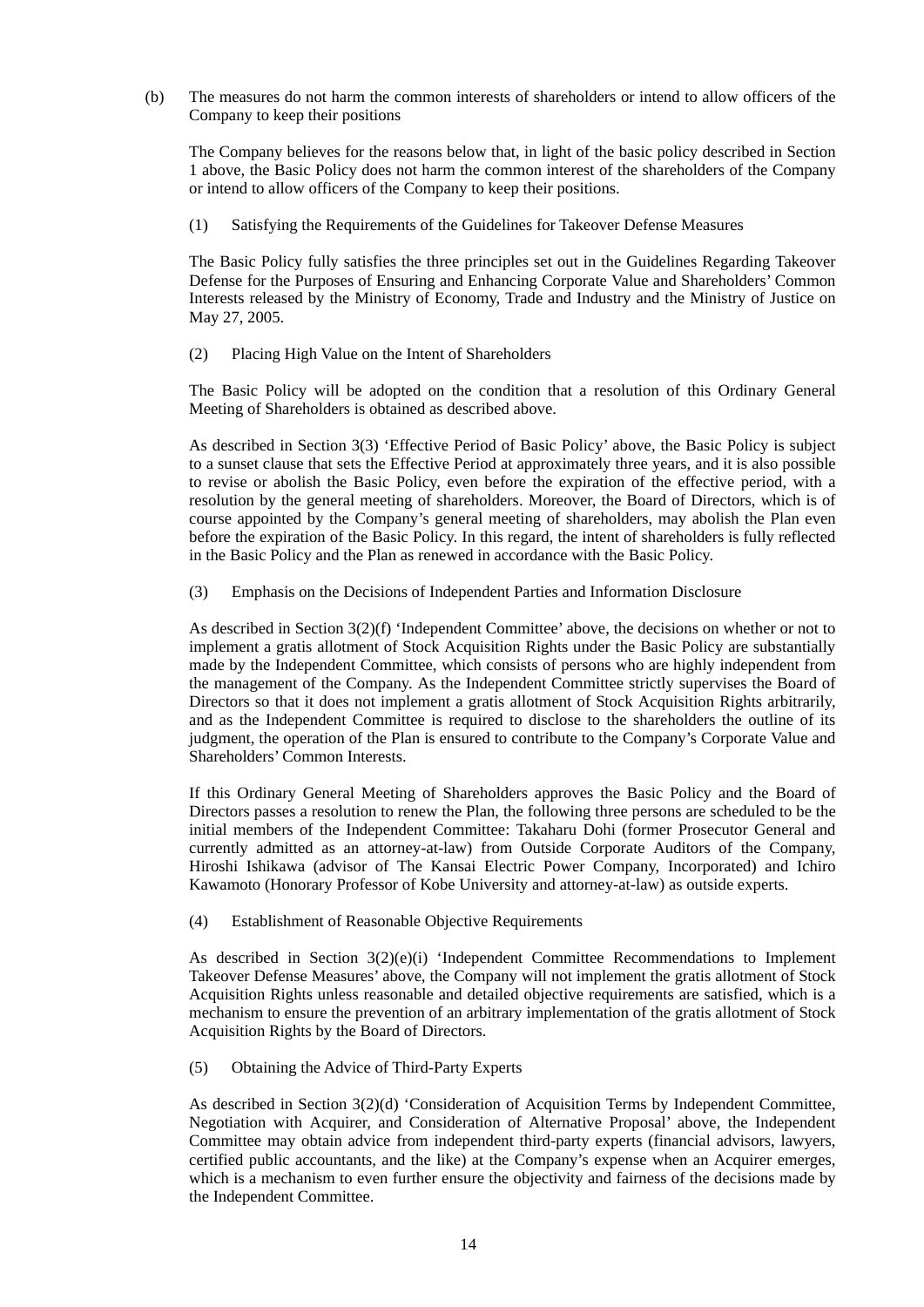(b) The measures do not harm the common interests of shareholders or intend to allow officers of the Company to keep their positions

The Company believes for the reasons below that, in light of the basic policy described in Section 1 above, the Basic Policy does not harm the common interest of the shareholders of the Company or intend to allow officers of the Company to keep their positions.

(1) Satisfying the Requirements of the Guidelines for Takeover Defense Measures

The Basic Policy fully satisfies the three principles set out in the Guidelines Regarding Takeover Defense for the Purposes of Ensuring and Enhancing Corporate Value and Shareholders' Common Interests released by the Ministry of Economy, Trade and Industry and the Ministry of Justice on May 27, 2005.

(2) Placing High Value on the Intent of Shareholders

The Basic Policy will be adopted on the condition that a resolution of this Ordinary General Meeting of Shareholders is obtained as described above.

As described in Section 3(3) 'Effective Period of Basic Policy' above, the Basic Policy is subject to a sunset clause that sets the Effective Period at approximately three years, and it is also possible to revise or abolish the Basic Policy, even before the expiration of the effective period, with a resolution by the general meeting of shareholders. Moreover, the Board of Directors, which is of course appointed by the Company's general meeting of shareholders, may abolish the Plan even before the expiration of the Basic Policy. In this regard, the intent of shareholders is fully reflected in the Basic Policy and the Plan as renewed in accordance with the Basic Policy.

(3) Emphasis on the Decisions of Independent Parties and Information Disclosure

As described in Section 3(2)(f) 'Independent Committee' above, the decisions on whether or not to implement a gratis allotment of Stock Acquisition Rights under the Basic Policy are substantially made by the Independent Committee, which consists of persons who are highly independent from the management of the Company. As the Independent Committee strictly supervises the Board of Directors so that it does not implement a gratis allotment of Stock Acquisition Rights arbitrarily, and as the Independent Committee is required to disclose to the shareholders the outline of its judgment, the operation of the Plan is ensured to contribute to the Company's Corporate Value and Shareholders' Common Interests.

If this Ordinary General Meeting of Shareholders approves the Basic Policy and the Board of Directors passes a resolution to renew the Plan, the following three persons are scheduled to be the initial members of the Independent Committee: Takaharu Dohi (former Prosecutor General and currently admitted as an attorney-at-law) from Outside Corporate Auditors of the Company, Hiroshi Ishikawa (advisor of The Kansai Electric Power Company, Incorporated) and Ichiro Kawamoto (Honorary Professor of Kobe University and attorney-at-law) as outside experts.

(4) Establishment of Reasonable Objective Requirements

As described in Section 3(2)(e)(i) 'Independent Committee Recommendations to Implement Takeover Defense Measures' above, the Company will not implement the gratis allotment of Stock Acquisition Rights unless reasonable and detailed objective requirements are satisfied, which is a mechanism to ensure the prevention of an arbitrary implementation of the gratis allotment of Stock Acquisition Rights by the Board of Directors.

(5) Obtaining the Advice of Third-Party Experts

As described in Section 3(2)(d) 'Consideration of Acquisition Terms by Independent Committee, Negotiation with Acquirer, and Consideration of Alternative Proposal' above, the Independent Committee may obtain advice from independent third-party experts (financial advisors, lawyers, certified public accountants, and the like) at the Company's expense when an Acquirer emerges, which is a mechanism to even further ensure the objectivity and fairness of the decisions made by the Independent Committee.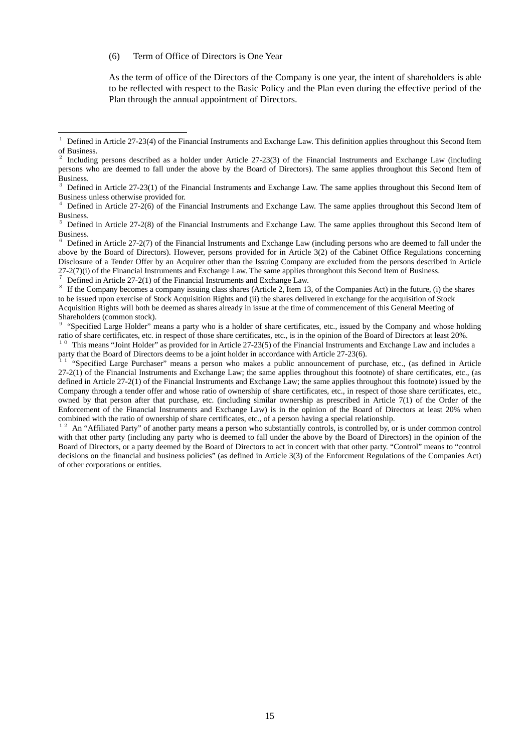(6) Term of Office of Directors is One Year

As the term of office of the Directors of the Company is one year, the intent of shareholders is able to be reflected with respect to the Basic Policy and the Plan even during the effective period of the Plan through the annual appointment of Directors.

---

[1] Defined in Article 27-23(4) of the Financial Instruments and Exchange Law. This definition applies throughout this Second Item of Business.

[2] Including persons described as a holder under Article 27-23(3) of the Financial Instruments and Exchange Law (including persons who are deemed to fall under the above by the Board of Directors). The same applies throughout this Second Item of Business.

[3] Defined in Article 27-23(1) of the Financial Instruments and Exchange Law. The same applies throughout this Second Item of Business unless otherwise provided for.

[4] Defined in Article 27-2(6) of the Financial Instruments and Exchange Law. The same applies throughout this Second Item of Business.

[5] Defined in Article 27-2(8) of the Financial Instruments and Exchange Law. The same applies throughout this Second Item of Business.

[6] Defined in Article 27-2(7) of the Financial Instruments and Exchange Law (including persons who are deemed to fall under the above by the Board of Directors). However, persons provided for in Article 3(2) of the Cabinet Office Regulations concerning Disclosure of a Tender Offer by an Acquirer other than the Issuing Company are excluded from the persons described in Article 27-2(7)(i) of the Financial Instruments and Exchange Law. The same applies throughout this Second Item of Business.

[7] Defined in Article 27-2(1) of the Financial Instruments and Exchange Law.

[8] If the Company becomes a company issuing class shares (Article 2, Item 13, of the Companies Act) in the future, (i) the shares to be issued upon exercise of Stock Acquisition Rights and (ii) the shares delivered in exchange for the acquisition of Stock Acquisition Rights will both be deemed as shares already in issue at the time of commencement of this General Meeting of Shareholders (common stock).

[9] "Specified Large Holder" means a party who is a holder of share certificates, etc., issued by the Company and whose holding ratio of share certificates, etc. in respect of those share certificates, etc., is in the opinion of the Board of Directors at least 20%.

[10] This means "Joint Holder" as provided for in Article 27-23(5) of the Financial Instruments and Exchange Law and includes a party that the Board of Directors deems to be a joint holder in accordance with Article 27-23(6).

[11] "Specified Large Purchaser" means a person who makes a public announcement of purchase, etc., (as defined in Article 27-2(1) of the Financial Instruments and Exchange Law; the same applies throughout this footnote) of share certificates, etc., (as defined in Article 27-2(1) of the Financial Instruments and Exchange Law; the same applies throughout this footnote) issued by the Company through a tender offer and whose ratio of ownership of share certificates, etc., in respect of those share certificates, etc., owned by that person after that purchase, etc. (including similar ownership as prescribed in Article 7(1) of the Order of the Enforcement of the Financial Instruments and Exchange Law) is in the opinion of the Board of Directors at least 20% when combined with the ratio of ownership of share certificates, etc., of a person having a special relationship.

[12] An "Affiliated Party" of another party means a person who substantially controls, is controlled by, or is under common control with that other party (including any party who is deemed to fall under the above by the Board of Directors) in the opinion of the Board of Directors, or a party deemed by the Board of Directors to act in concert with that other party. "Control" means to "control decisions on the financial and business policies" (as defined in Article 3(3) of the Enforcment Regulations of the Companies Act) of other corporations or entities.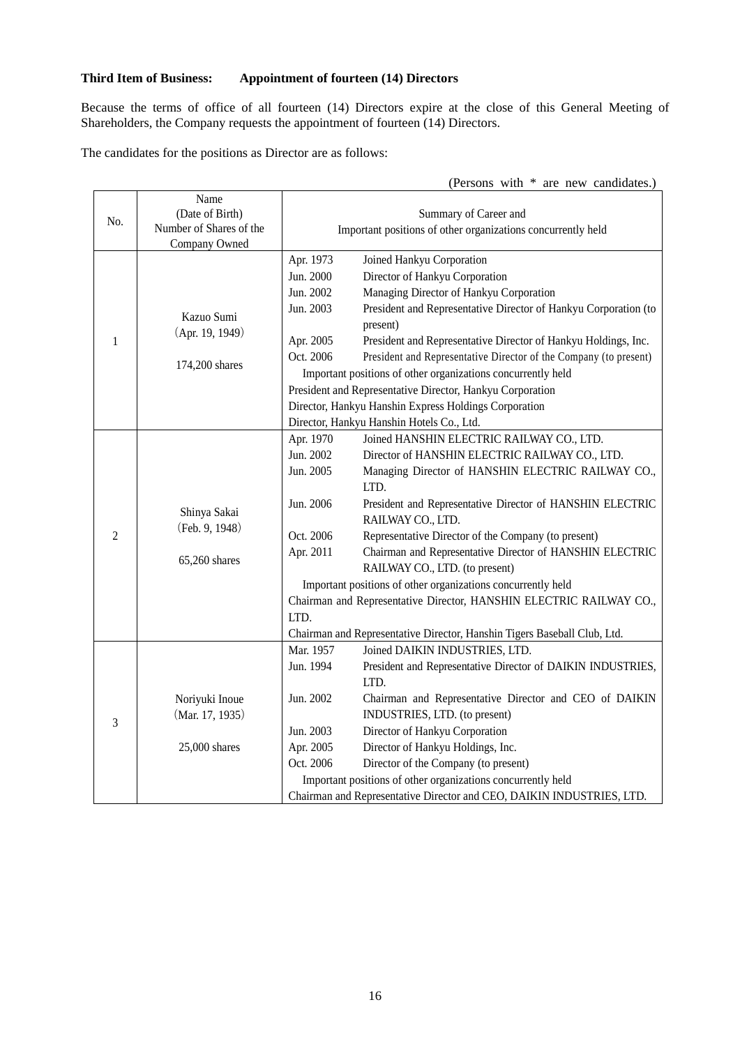**Third Item of Business: Appointment of fourteen (14) Directors**

Because the terms of office of all fourteen (14) Directors expire at the close of this General Meeting of Shareholders, the Company requests the appointment of fourteen (14) Directors.

The candidates for the positions as Director are as follows:

(Persons with * are new candidates.)

| No. | Name (Date of Birth) Number of Shares of the Company Owned | Summary of Career and Important positions of other organizations concurrently held |
|---|---|---|
| 1 | Kazuo Sumi (Apr. 19, 1949) 174,200 shares | Apr. 1973 Joined Hankyu Corporation<br>Jun. 2000 Director of Hankyu Corporation<br>Jun. 2002 Managing Director of Hankyu Corporation<br>Jun. 2003 President and Representative Director of Hankyu Corporation (to present)<br>Apr. 2005 President and Representative Director of Hankyu Holdings, Inc.<br>Oct. 2006 President and Representative Director of the Company (to present)<br>Important positions of other organizations concurrently held<br>President and Representative Director, Hankyu Corporation<br>Director, Hankyu Hanshin Express Holdings Corporation<br>Director, Hankyu Hanshin Hotels Co., Ltd. |
| 2 | Shinya Sakai (Feb. 9, 1948) 65,260 shares | Apr. 1970 Joined HANSHIN ELECTRIC RAILWAY CO., LTD.<br>Jun. 2002 Director of HANSHIN ELECTRIC RAILWAY CO., LTD.<br>Jun. 2005 Managing Director of HANSHIN ELECTRIC RAILWAY CO., LTD.<br>Jun. 2006 President and Representative Director of HANSHIN ELECTRIC RAILWAY CO., LTD.<br>Oct. 2006 Representative Director of the Company (to present)<br>Apr. 2011 Chairman and Representative Director of HANSHIN ELECTRIC RAILWAY CO., LTD. (to present)<br>Important positions of other organizations concurrently held<br>Chairman and Representative Director, HANSHIN ELECTRIC RAILWAY CO., LTD.<br>Chairman and Representative Director, Hanshin Tigers Baseball Club, Ltd. |
| 3 | Noriyuki Inoue (Mar. 17, 1935) 25,000 shares | Mar. 1957 Joined DAIKIN INDUSTRIES, LTD.<br>Jun. 1994 President and Representative Director of DAIKIN INDUSTRIES, LTD.<br>Jun. 2002 Chairman and Representative Director and CEO of DAIKIN INDUSTRIES, LTD. (to present)<br>Jun. 2003 Director of Hankyu Corporation<br>Apr. 2005 Director of Hankyu Holdings, Inc.<br>Oct. 2006 Director of the Company (to present)<br>Important positions of other organizations concurrently held<br>Chairman and Representative Director and CEO, DAIKIN INDUSTRIES, LTD. |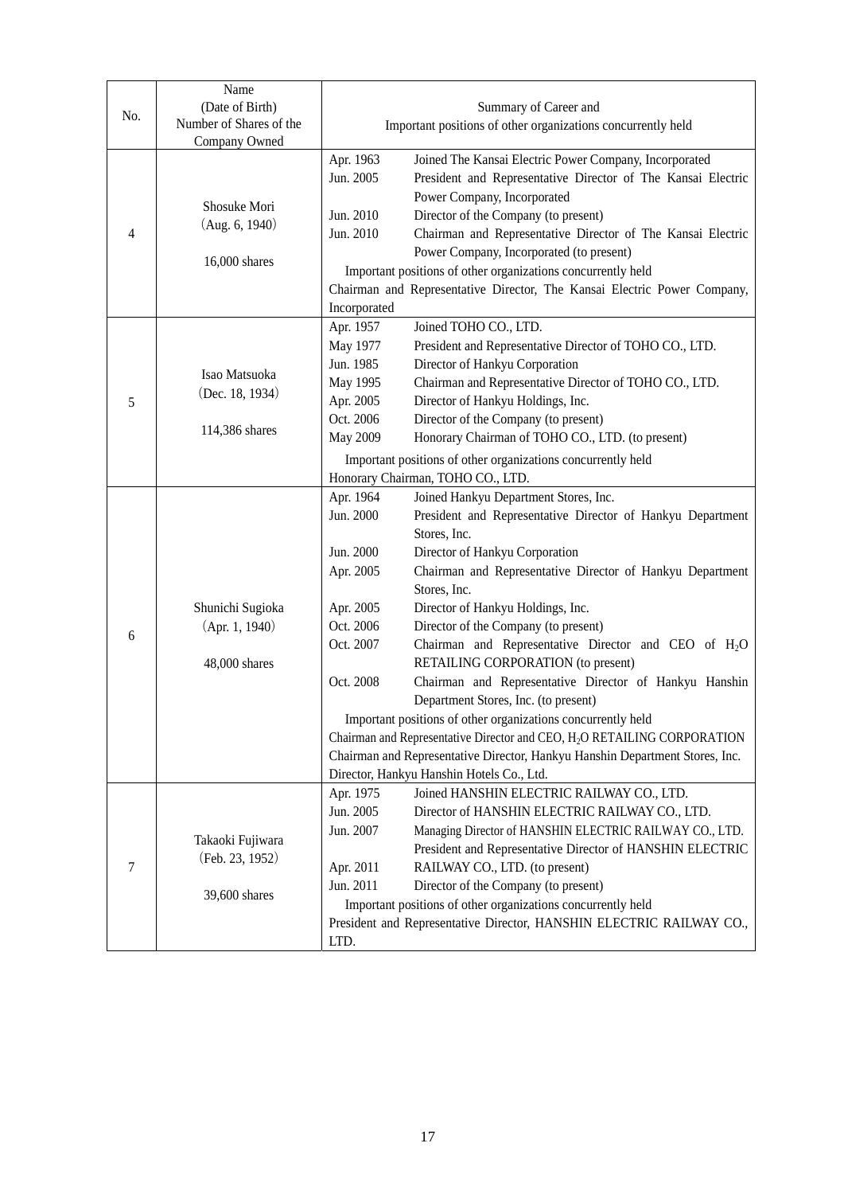| No. | Name (Date of Birth) Number of Shares of the Company Owned | Summary of Career and Important positions of other organizations concurrently held |
|---|---|---|
| 4 | Shosuke Mori (Aug. 6, 1940) 16,000 shares | Apr. 1963 Joined The Kansai Electric Power Company, Incorporated<br>Jun. 2005 President and Representative Director of The Kansai Electric Power Company, Incorporated<br>Jun. 2010 Director of the Company (to present)<br>Jun. 2010 Chairman and Representative Director of The Kansai Electric Power Company, Incorporated (to present)<br>Important positions of other organizations concurrently held<br>Chairman and Representative Director, The Kansai Electric Power Company, Incorporated |
| 5 | Isao Matsuoka (Dec. 18, 1934) 114,386 shares | Apr. 1957 Joined TOHO CO., LTD.<br>May 1977 President and Representative Director of TOHO CO., LTD.<br>Jun. 1985 Director of Hankyu Corporation<br>May 1995 Chairman and Representative Director of TOHO CO., LTD.<br>Apr. 2005 Director of Hankyu Holdings, Inc.<br>Oct. 2006 Director of the Company (to present)<br>May 2009 Honorary Chairman of TOHO CO., LTD. (to present)<br>Important positions of other organizations concurrently held<br>Honorary Chairman, TOHO CO., LTD. |
| 6 | Shunichi Sugioka (Apr. 1, 1940) 48,000 shares | Apr. 1964 Joined Hankyu Department Stores, Inc.<br>Jun. 2000 President and Representative Director of Hankyu Department Stores, Inc.<br>Jun. 2000 Director of Hankyu Corporation<br>Apr. 2005 Chairman and Representative Director of Hankyu Department Stores, Inc.<br>Apr. 2005 Director of Hankyu Holdings, Inc.<br>Oct. 2006 Director of the Company (to present)<br>Oct. 2007 Chairman and Representative Director and CEO of $H_2O$ RETAILING CORPORATION (to present)<br>Oct. 2008 Chairman and Representative Director of Hankyu Hanshin Department Stores, Inc. (to present)<br>Important positions of other organizations concurrently held<br>Chairman and Representative Director and CEO, $H_2O$ RETAILING CORPORATION<br>Chairman and Representative Director, Hankyu Hanshin Department Stores, Inc.<br>Director, Hankyu Hanshin Hotels Co., Ltd. |
| 7 | Takaoki Fujiwara (Feb. 23, 1952) 39,600 shares | Apr. 1975 Joined HANSHIN ELECTRIC RAILWAY CO., LTD.<br>Jun. 2005 Director of HANSHIN ELECTRIC RAILWAY CO., LTD.<br>Jun. 2007 Managing Director of HANSHIN ELECTRIC RAILWAY CO., LTD.<br>Apr. 2011 President and Representative Director of HANSHIN ELECTRIC RAILWAY CO., LTD. (to present)<br>Jun. 2011 Director of the Company (to present)<br>Important positions of other organizations concurrently held<br>President and Representative Director, HANSHIN ELECTRIC RAILWAY CO., LTD. |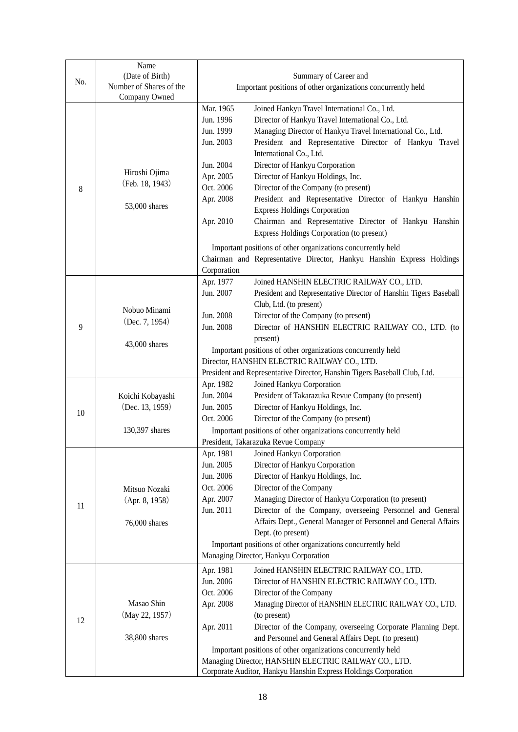| No. | Name<br>(Date of Birth)<br>Number of Shares of the Company Owned | Summary of Career and<br>Important positions of other organizations concurrently held |
|---|---|---|
| 8 | Hiroshi Ojima<br>(Feb. 18, 1943)<br><br>53,000 shares | Mar. 1965 Joined Hankyu Travel International Co., Ltd.<br>Jun. 1996 Director of Hankyu Travel International Co., Ltd.<br>Jun. 1999 Managing Director of Hankyu Travel International Co., Ltd.<br>Jun. 2003 President and Representative Director of Hankyu Travel International Co., Ltd.<br>Jun. 2004 Director of Hankyu Corporation<br>Apr. 2005 Director of Hankyu Holdings, Inc.<br>Oct. 2006 Director of the Company (to present)<br>Apr. 2008 President and Representative Director of Hankyu Hanshin Express Holdings Corporation<br>Apr. 2010 Chairman and Representative Director of Hankyu Hanshin Express Holdings Corporation (to present)<br><br>Important positions of other organizations concurrently held<br>Chairman and Representative Director, Hankyu Hanshin Express Holdings Corporation |
| 9 | Nobuo Minami<br>(Dec. 7, 1954)<br><br>43,000 shares | Apr. 1977 Joined HANSHIN ELECTRIC RAILWAY CO., LTD.<br>Jun. 2007 President and Representative Director of Hanshin Tigers Baseball Club, Ltd. (to present)<br>Jun. 2008 Director of the Company (to present)<br>Jun. 2008 Director of HANSHIN ELECTRIC RAILWAY CO., LTD. (to present)<br><br>Important positions of other organizations concurrently held<br>Director, HANSHIN ELECTRIC RAILWAY CO., LTD.<br>President and Representative Director, Hanshin Tigers Baseball Club, Ltd. |
| 10 | Koichi Kobayashi<br>(Dec. 13, 1959)<br><br>130,397 shares | Apr. 1982 Joined Hankyu Corporation<br>Jun. 2004 President of Takarazuka Revue Company (to present)<br>Jun. 2005 Director of Hankyu Holdings, Inc.<br>Oct. 2006 Director of the Company (to present)<br><br>Important positions of other organizations concurrently held<br>President, Takarazuka Revue Company |
| 11 | Mitsuo Nozaki<br>(Apr. 8, 1958)<br><br>76,000 shares | Apr. 1981 Joined Hankyu Corporation<br>Jun. 2005 Director of Hankyu Corporation<br>Jun. 2006 Director of Hankyu Holdings, Inc.<br>Oct. 2006 Director of the Company<br>Apr. 2007 Managing Director of Hankyu Corporation (to present)<br>Jun. 2011 Director of the Company, overseeing Personnel and General Affairs Dept., General Manager of Personnel and General Affairs Dept. (to present)<br><br>Important positions of other organizations concurrently held<br>Managing Director, Hankyu Corporation |
| 12 | Masao Shin<br>(May 22, 1957)<br><br>38,800 shares | Apr. 1981 Joined HANSHIN ELECTRIC RAILWAY CO., LTD.<br>Jun. 2006 Director of HANSHIN ELECTRIC RAILWAY CO., LTD.<br>Oct. 2006 Director of the Company<br>Apr. 2008 Managing Director of HANSHIN ELECTRIC RAILWAY CO., LTD. (to present)<br>Apr. 2011 Director of the Company, overseeing Corporate Planning Dept. and Personnel and General Affairs Dept. (to present)<br><br>Important positions of other organizations concurrently held<br>Managing Director, HANSHIN ELECTRIC RAILWAY CO., LTD.<br>Corporate Auditor, Hankyu Hanshin Express Holdings Corporation |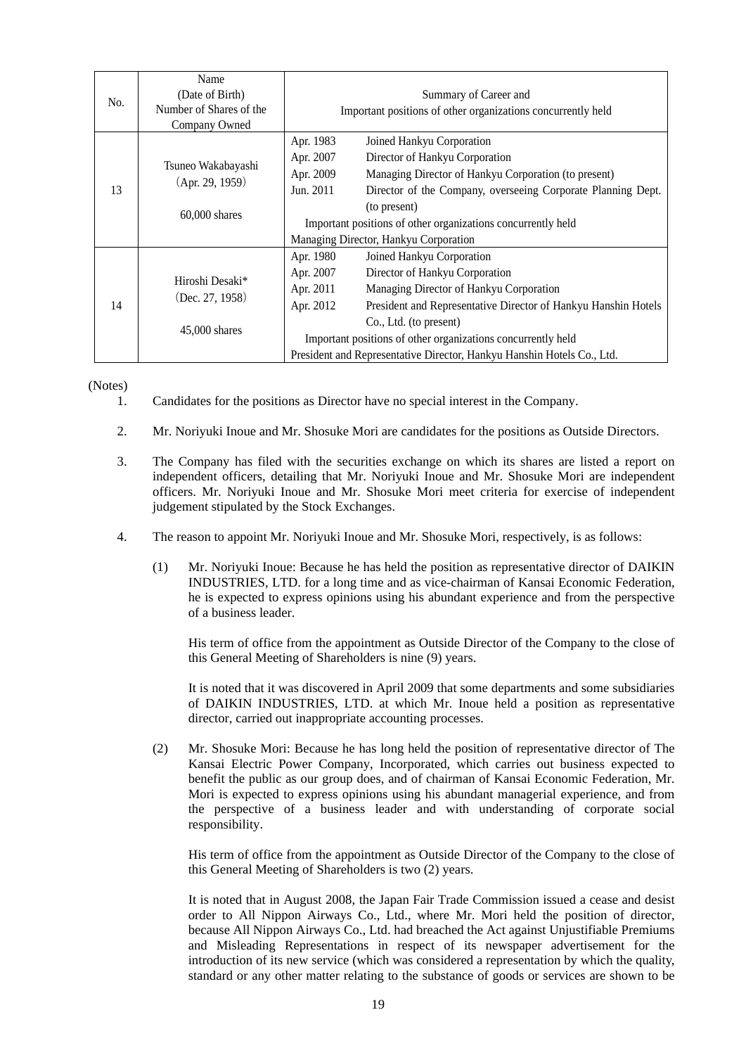| No. | Name (Date of Birth) Number of Shares of the Company Owned | Summary of Career and Important positions of other organizations concurrently held |
|---|---|---|
| 13 | Tsuneo Wakabayashi (Apr. 29, 1959) 60,000 shares | Apr. 1983 Joined Hankyu Corporation<br>Apr. 2007 Director of Hankyu Corporation<br>Apr. 2009 Managing Director of Hankyu Corporation (to present)<br>Jun. 2011 Director of the Company, overseeing Corporate Planning Dept. (to present)<br>Important positions of other organizations concurrently held<br>Managing Director, Hankyu Corporation |
| 14 | Hiroshi Desaki* (Dec. 27, 1958) 45,000 shares | Apr. 1980 Joined Hankyu Corporation<br>Apr. 2007 Director of Hankyu Corporation<br>Apr. 2011 Managing Director of Hankyu Corporation<br>Apr. 2012 President and Representative Director of Hankyu Hanshin Hotels Co., Ltd. (to present)<br>Important positions of other organizations concurrently held<br>President and Representative Director, Hankyu Hanshin Hotels Co., Ltd. |

(Notes)

1. Candidates for the positions as Director have no special interest in the Company.

2. Mr. Noriyuki Inoue and Mr. Shosuke Mori are candidates for the positions as Outside Directors.

3. The Company has filed with the securities exchange on which its shares are listed a report on independent officers, detailing that Mr. Noriyuki Inoue and Mr. Shosuke Mori are independent officers. Mr. Noriyuki Inoue and Mr. Shosuke Mori meet criteria for exercise of independent judgement stipulated by the Stock Exchanges.

4. The reason to appoint Mr. Noriyuki Inoue and Mr. Shosuke Mori, respectively, is as follows:

   (1) Mr. Noriyuki Inoue: Because he has held the position as representative director of DAIKIN INDUSTRIES, LTD. for a long time and as vice-chairman of Kansai Economic Federation, he is expected to express opinions using his abundant experience and from the perspective of a business leader.

   His term of office from the appointment as Outside Director of the Company to the close of this General Meeting of Shareholders is nine (9) years.

   It is noted that it was discovered in April 2009 that some departments and some subsidiaries of DAIKIN INDUSTRIES, LTD. at which Mr. Inoue held a position as representative director, carried out inappropriate accounting processes.

   (2) Mr. Shosuke Mori: Because he has long held the position of representative director of The Kansai Electric Power Company, Incorporated, which carries out business expected to benefit the public as our group does, and of chairman of Kansai Economic Federation, Mr. Mori is expected to express opinions using his abundant managerial experience, and from the perspective of a business leader and with understanding of corporate social responsibility.

   His term of office from the appointment as Outside Director of the Company to the close of this General Meeting of Shareholders is two (2) years.

   It is noted that in August 2008, the Japan Fair Trade Commission issued a cease and desist order to All Nippon Airways Co., Ltd., where Mr. Mori held the position of director, because All Nippon Airways Co., Ltd. had breached the Act against Unjustifiable Premiums and Misleading Representations in respect of its newspaper advertisement for the introduction of its new service (which was considered a representation by which the quality, standard or any other matter relating to the substance of goods or services are shown to be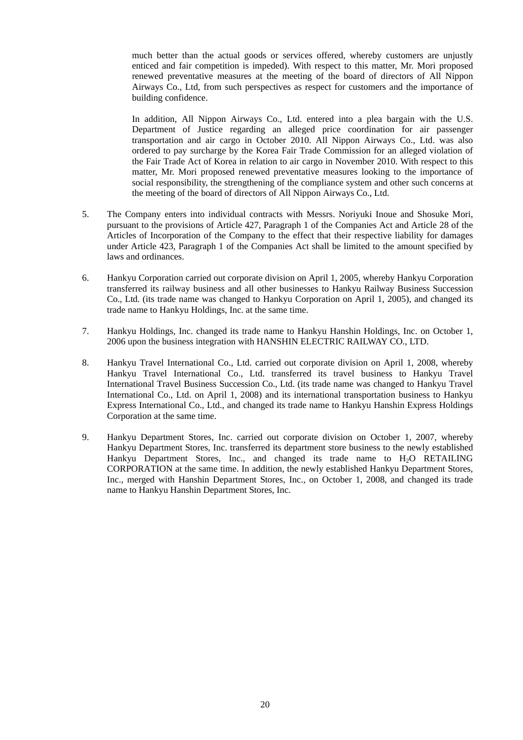much better than the actual goods or services offered, whereby customers are unjustly enticed and fair competition is impeded). With respect to this matter, Mr. Mori proposed renewed preventative measures at the meeting of the board of directors of All Nippon Airways Co., Ltd, from such perspectives as respect for customers and the importance of building confidence.

In addition, All Nippon Airways Co., Ltd. entered into a plea bargain with the U.S. Department of Justice regarding an alleged price coordination for air passenger transportation and air cargo in October 2010. All Nippon Airways Co., Ltd. was also ordered to pay surcharge by the Korea Fair Trade Commission for an alleged violation of the Fair Trade Act of Korea in relation to air cargo in November 2010. With respect to this matter, Mr. Mori proposed renewed preventative measures looking to the importance of social responsibility, the strengthening of the compliance system and other such concerns at the meeting of the board of directors of All Nippon Airways Co., Ltd.

5. The Company enters into individual contracts with Messrs. Noriyuki Inoue and Shosuke Mori, pursuant to the provisions of Article 427, Paragraph 1 of the Companies Act and Article 28 of the Articles of Incorporation of the Company to the effect that their respective liability for damages under Article 423, Paragraph 1 of the Companies Act shall be limited to the amount specified by laws and ordinances.

6. Hankyu Corporation carried out corporate division on April 1, 2005, whereby Hankyu Corporation transferred its railway business and all other businesses to Hankyu Railway Business Succession Co., Ltd. (its trade name was changed to Hankyu Corporation on April 1, 2005), and changed its trade name to Hankyu Holdings, Inc. at the same time.

7. Hankyu Holdings, Inc. changed its trade name to Hankyu Hanshin Holdings, Inc. on October 1, 2006 upon the business integration with HANSHIN ELECTRIC RAILWAY CO., LTD.

8. Hankyu Travel International Co., Ltd. carried out corporate division on April 1, 2008, whereby Hankyu Travel International Co., Ltd. transferred its travel business to Hankyu Travel International Travel Business Succession Co., Ltd. (its trade name was changed to Hankyu Travel International Co., Ltd. on April 1, 2008) and its international transportation business to Hankyu Express International Co., Ltd., and changed its trade name to Hankyu Hanshin Express Holdings Corporation at the same time.

9. Hankyu Department Stores, Inc. carried out corporate division on October 1, 2007, whereby Hankyu Department Stores, Inc. transferred its department store business to the newly established Hankyu Department Stores, Inc., and changed its trade name to $H_2O$ RETAILING CORPORATION at the same time. In addition, the newly established Hankyu Department Stores, Inc., merged with Hanshin Department Stores, Inc., on October 1, 2008, and changed its trade name to Hankyu Hanshin Department Stores, Inc.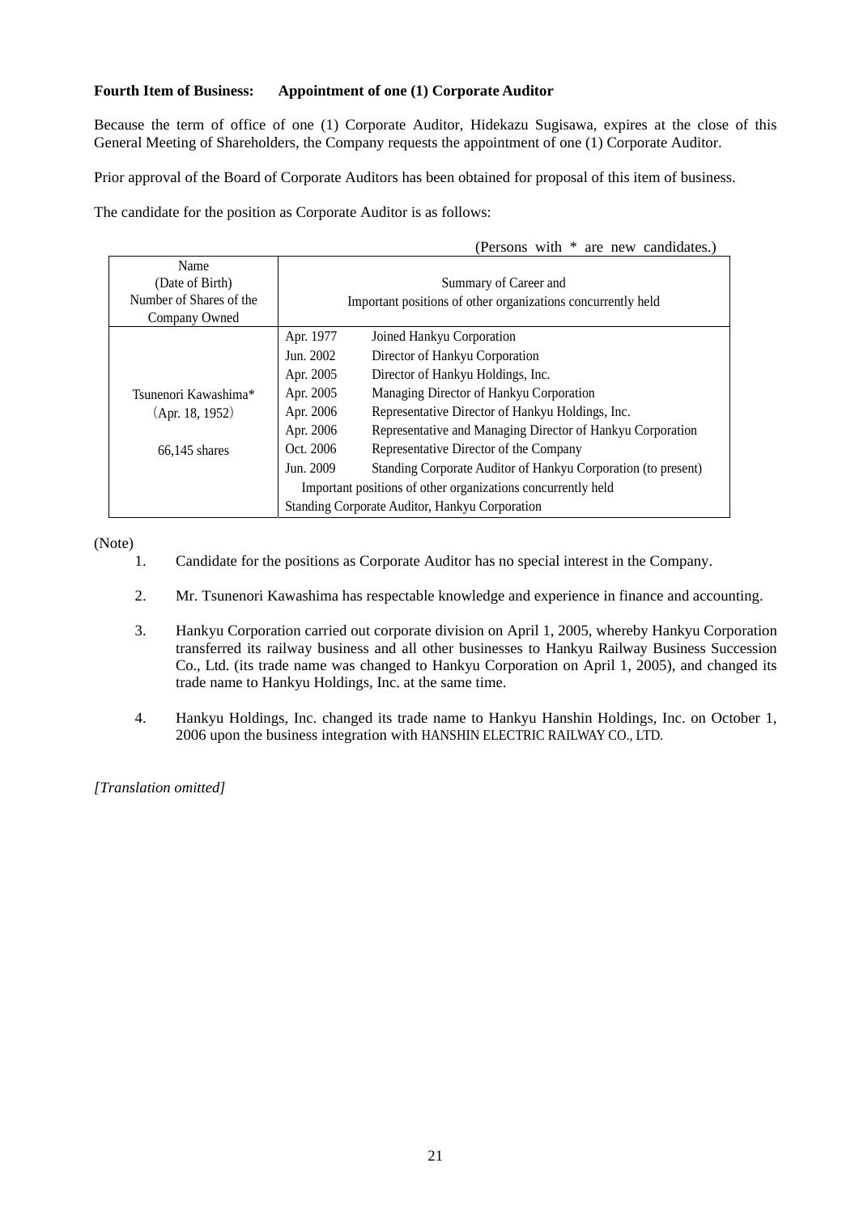**Fourth Item of Business: Appointment of one (1) Corporate Auditor**

Because the term of office of one (1) Corporate Auditor, Hidekazu Sugisawa, expires at the close of this General Meeting of Shareholders, the Company requests the appointment of one (1) Corporate Auditor.

Prior approval of the Board of Corporate Auditors has been obtained for proposal of this item of business.

The candidate for the position as Corporate Auditor is as follows:

(Persons with * are new candidates.)

| Name (Date of Birth) Number of Shares of the Company Owned | Summary of Career and Important positions of other organizations concurrently held | |
|---|---|---|
| Tsunenori Kawashima* (Apr. 18, 1952) 66,145 shares | Apr. 1977 | Joined Hankyu Corporation |
| | Jun. 2002 | Director of Hankyu Corporation |
| | Apr. 2005 | Director of Hankyu Holdings, Inc. |
| | Apr. 2005 | Managing Director of Hankyu Corporation |
| | Apr. 2006 | Representative Director of Hankyu Holdings, Inc. |
| | Apr. 2006 | Representative and Managing Director of Hankyu Corporation |
| | Oct. 2006 | Representative Director of the Company |
| | Jun. 2009 | Standing Corporate Auditor of Hankyu Corporation (to present) |
| | Important positions of other organizations concurrently held | |
| | Standing Corporate Auditor, Hankyu Corporation | |

(Note)

1. Candidate for the positions as Corporate Auditor has no special interest in the Company.
2. Mr. Tsunenori Kawashima has respectable knowledge and experience in finance and accounting.
3. Hankyu Corporation carried out corporate division on April 1, 2005, whereby Hankyu Corporation transferred its railway business and all other businesses to Hankyu Railway Business Succession Co., Ltd. (its trade name was changed to Hankyu Corporation on April 1, 2005), and changed its trade name to Hankyu Holdings, Inc. at the same time.
4. Hankyu Holdings, Inc. changed its trade name to Hankyu Hanshin Holdings, Inc. on October 1, 2006 upon the business integration with HANSHIN ELECTRIC RAILWAY CO., LTD.

*[Translation omitted]*